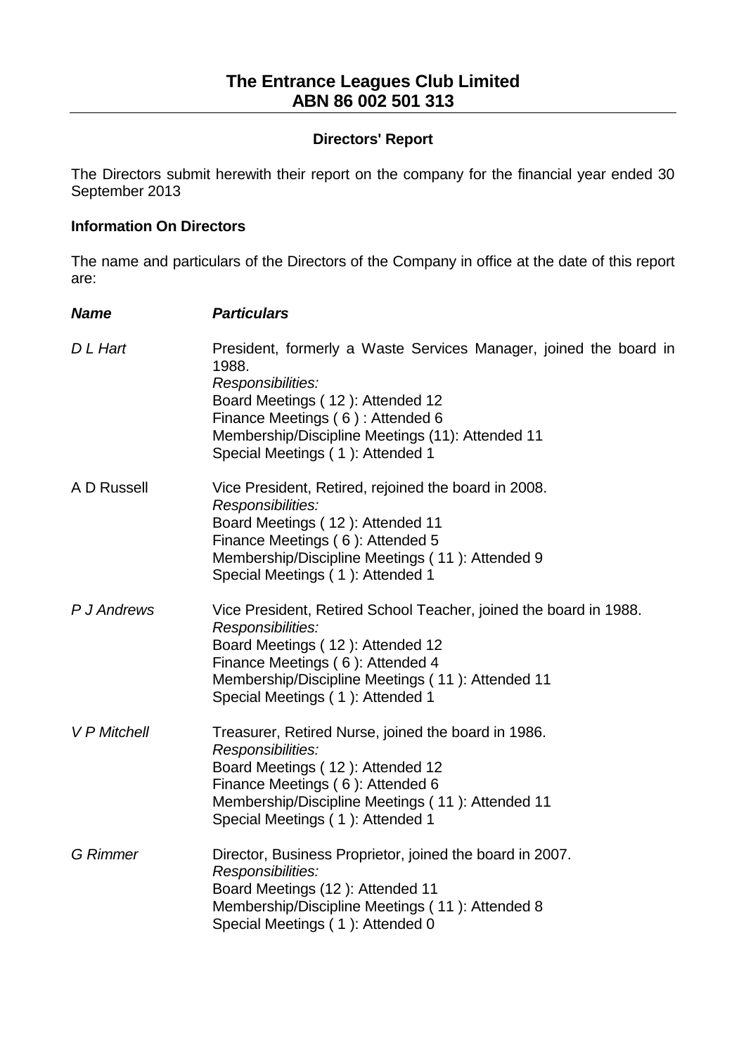# The Entrance Leagues Club Limited
## ABN 86 002 501 313

### Directors' Report

The Directors submit herewith their report on the company for the financial year ended 30 September 2013

**Information On Directors**

The name and particulars of the Directors of the Company in office at the date of this report are:

| ***Name*** | ***Particulars*** |
|---|---|
| *D L Hart* | President, formerly a Waste Services Manager, joined the board in 1988.<br>*Responsibilities:*<br>Board Meetings ( 12 ): Attended 12<br>Finance Meetings ( 6 ) : Attended 6<br>Membership/Discipline Meetings (11): Attended 11<br>Special Meetings ( 1 ): Attended 1 |
| A D Russell | Vice President, Retired, rejoined the board in 2008.<br>*Responsibilities:*<br>Board Meetings ( 12 ): Attended 11<br>Finance Meetings ( 6 ): Attended 5<br>Membership/Discipline Meetings ( 11 ): Attended 9<br>Special Meetings ( 1 ): Attended 1 |
| *P J Andrews* | Vice President, Retired School Teacher, joined the board in 1988.<br>*Responsibilities:*<br>Board Meetings ( 12 ): Attended 12<br>Finance Meetings ( 6 ): Attended 4<br>Membership/Discipline Meetings ( 11 ): Attended 11<br>Special Meetings ( 1 ): Attended 1 |
| *V P Mitchell* | Treasurer, Retired Nurse, joined the board in 1986.<br>*Responsibilities:*<br>Board Meetings ( 12 ): Attended 12<br>Finance Meetings ( 6 ): Attended 6<br>Membership/Discipline Meetings ( 11 ): Attended 11<br>Special Meetings ( 1 ): Attended 1 |
| *G Rimmer* | Director, Business Proprietor, joined the board in 2007.<br>*Responsibilities:*<br>Board Meetings (12 ): Attended 11<br>Membership/Discipline Meetings ( 11 ): Attended 8<br>Special Meetings ( 1 ): Attended 0 |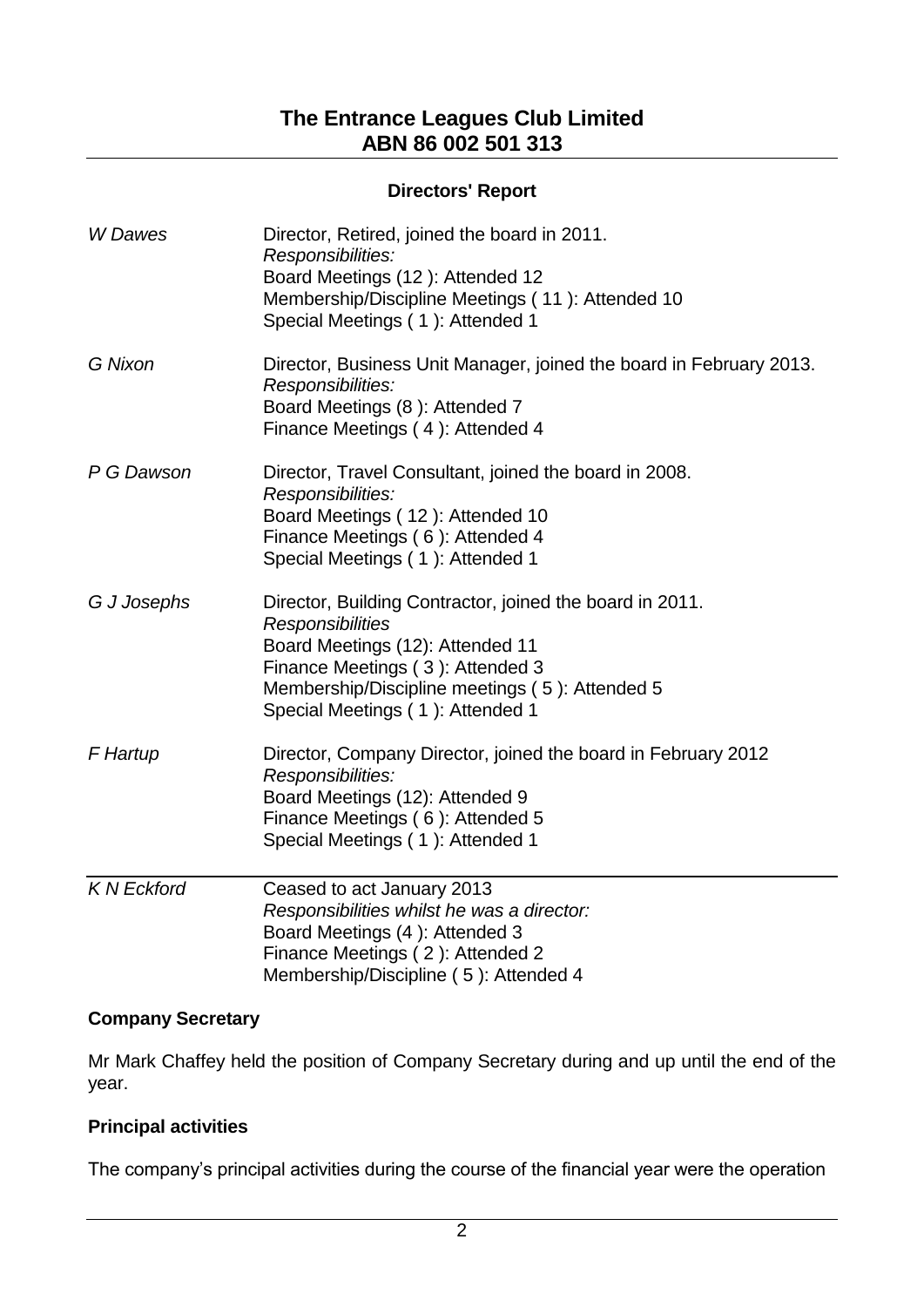# The Entrance Leagues Club Limited
# ABN 86 002 501 313

## Directors' Report

| | |
|---|---|
| *W Dawes* | Director, Retired, joined the board in 2011.<br>*Responsibilities:*<br>Board Meetings (12 ): Attended 12<br>Membership/Discipline Meetings ( 11 ): Attended 10<br>Special Meetings ( 1 ): Attended 1 |
| *G Nixon* | Director, Business Unit Manager, joined the board in February 2013.<br>*Responsibilities:*<br>Board Meetings (8 ): Attended 7<br>Finance Meetings ( 4 ): Attended 4 |
| *P G Dawson* | Director, Travel Consultant, joined the board in 2008.<br>*Responsibilities:*<br>Board Meetings ( 12 ): Attended 10<br>Finance Meetings ( 6 ): Attended 4<br>Special Meetings ( 1 ): Attended 1 |
| *G J Josephs* | Director, Building Contractor, joined the board in 2011.<br>*Responsibilities*<br>Board Meetings (12): Attended 11<br>Finance Meetings ( 3 ): Attended 3<br>Membership/Discipline meetings ( 5 ): Attended 5<br>Special Meetings ( 1 ): Attended 1 |
| *F Hartup* | Director, Company Director, joined the board in February 2012<br>*Responsibilities:*<br>Board Meetings (12): Attended 9<br>Finance Meetings ( 6 ): Attended 5<br>Special Meetings ( 1 ): Attended 1 |
| *K N Eckford* | Ceased to act January 2013<br>*Responsibilities whilst he was a director:*<br>Board Meetings (4 ): Attended 3<br>Finance Meetings ( 2 ): Attended 2<br>Membership/Discipline ( 5 ): Attended 4 |

**Company Secretary**

Mr Mark Chaffey held the position of Company Secretary during and up until the end of the year.

**Principal activities**

The company's principal activities during the course of the financial year were the operation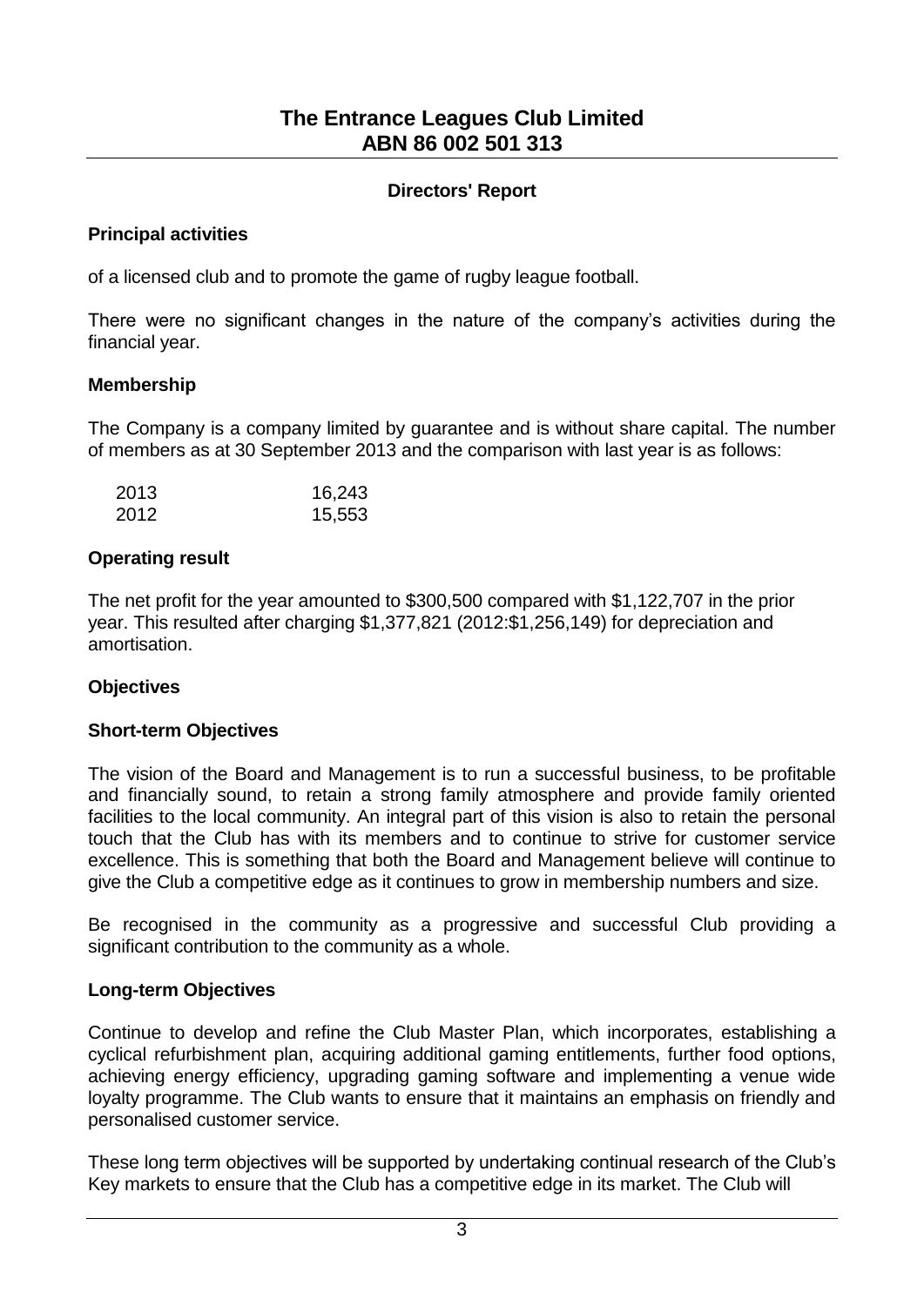## Directors' Report

### Principal activities

of a licensed club and to promote the game of rugby league football.

There were no significant changes in the nature of the company's activities during the financial year.

### Membership

The Company is a company limited by guarantee and is without share capital. The number of members as at 30 September 2013 and the comparison with last year is as follows:

| | |
|---|---|
| 2013 | 16,243 |
| 2012 | 15,553 |

### Operating result

The net profit for the year amounted to $300,500 compared with $1,122,707 in the prior year. This resulted after charging $1,377,821 (2012:$1,256,149) for depreciation and amortisation.

### Objectives

### Short-term Objectives

The vision of the Board and Management is to run a successful business, to be profitable and financially sound, to retain a strong family atmosphere and provide family oriented facilities to the local community. An integral part of this vision is also to retain the personal touch that the Club has with its members and to continue to strive for customer service excellence. This is something that both the Board and Management believe will continue to give the Club a competitive edge as it continues to grow in membership numbers and size.

Be recognised in the community as a progressive and successful Club providing a significant contribution to the community as a whole.

### Long-term Objectives

Continue to develop and refine the Club Master Plan, which incorporates, establishing a cyclical refurbishment plan, acquiring additional gaming entitlements, further food options, achieving energy efficiency, upgrading gaming software and implementing a venue wide loyalty programme. The Club wants to ensure that it maintains an emphasis on friendly and personalised customer service.

These long term objectives will be supported by undertaking continual research of the Club's Key markets to ensure that the Club has a competitive edge in its market. The Club will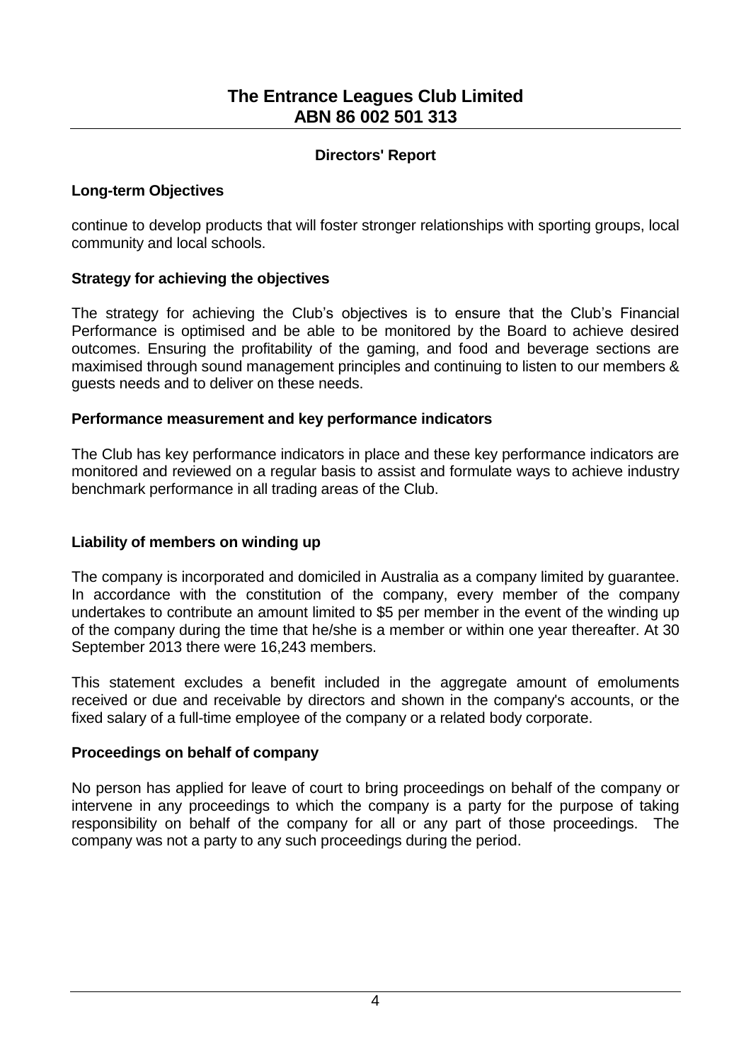**Directors' Report**

**Long-term Objectives**

continue to develop products that will foster stronger relationships with sporting groups, local community and local schools.

**Strategy for achieving the objectives**

The strategy for achieving the Club's objectives is to ensure that the Club's Financial Performance is optimised and be able to be monitored by the Board to achieve desired outcomes. Ensuring the profitability of the gaming, and food and beverage sections are maximised through sound management principles and continuing to listen to our members & guests needs and to deliver on these needs.

**Performance measurement and key performance indicators**

The Club has key performance indicators in place and these key performance indicators are monitored and reviewed on a regular basis to assist and formulate ways to achieve industry benchmark performance in all trading areas of the Club.

**Liability of members on winding up**

The company is incorporated and domiciled in Australia as a company limited by guarantee. In accordance with the constitution of the company, every member of the company undertakes to contribute an amount limited to $5 per member in the event of the winding up of the company during the time that he/she is a member or within one year thereafter. At 30 September 2013 there were 16,243 members.

This statement excludes a benefit included in the aggregate amount of emoluments received or due and receivable by directors and shown in the company's accounts, or the fixed salary of a full-time employee of the company or a related body corporate.

**Proceedings on behalf of company**

No person has applied for leave of court to bring proceedings on behalf of the company or intervene in any proceedings to which the company is a party for the purpose of taking responsibility on behalf of the company for all or any part of those proceedings. The company was not a party to any such proceedings during the period.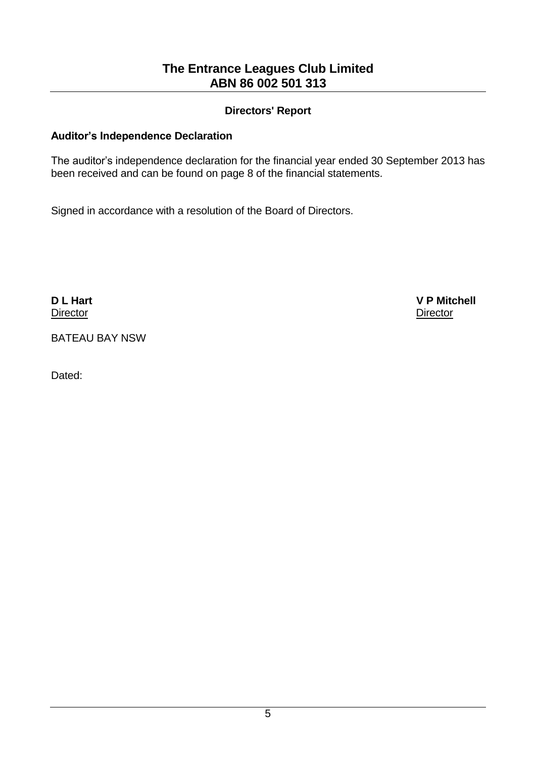# The Entrance Leagues Club Limited
# ABN 86 002 501 313

## Directors' Report

### Auditor's Independence Declaration

The auditor's independence declaration for the financial year ended 30 September 2013 has been received and can be found on page 8 of the financial statements.

Signed in accordance with a resolution of the Board of Directors.

**D L Hart**
Director

**V P Mitchell**
Director

BATEAU BAY NSW

Dated: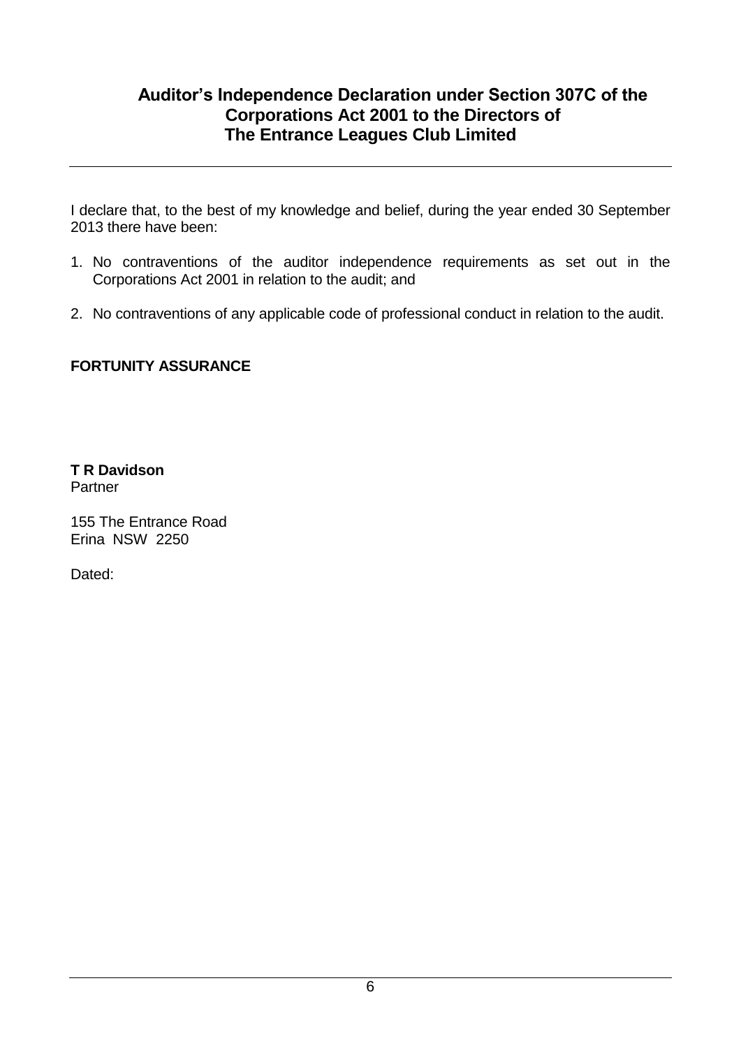# Auditor's Independence Declaration under Section 307C of the Corporations Act 2001 to the Directors of The Entrance Leagues Club Limited

I declare that, to the best of my knowledge and belief, during the year ended 30 September 2013 there have been:

1. No contraventions of the auditor independence requirements as set out in the Corporations Act 2001 in relation to the audit; and

2. No contraventions of any applicable code of professional conduct in relation to the audit.

**FORTUNITY ASSURANCE**

**T R Davidson**
Partner

155 The Entrance Road
Erina NSW 2250

Dated: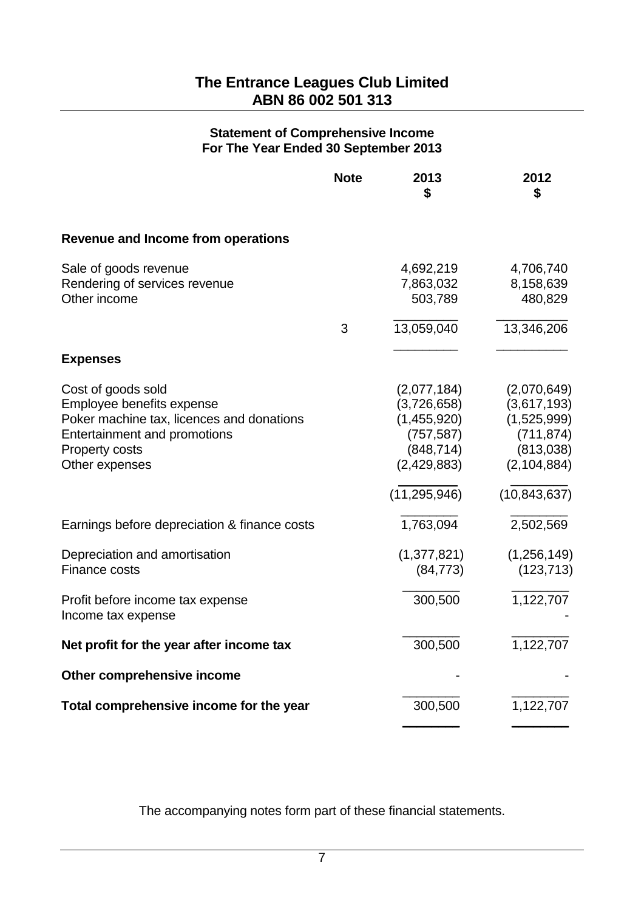# The Entrance Leagues Club Limited
## ABN 86 002 501 313

### Statement of Comprehensive Income
### For The Year Ended 30 September 2013

| | Note | 2013<br>$ | 2012<br>$ |
|---|---|---|---|
| **Revenue and Income from operations** | | | |
| Sale of goods revenue | | 4,692,219 | 4,706,740 |
| Rendering of services revenue | | 7,863,032 | 8,158,639 |
| Other income | | 503,789 | 480,829 |
| | 3 | 13,059,040 | 13,346,206 |
| **Expenses** | | | |
| Cost of goods sold | | (2,077,184) | (2,070,649) |
| Employee benefits expense | | (3,726,658) | (3,617,193) |
| Poker machine tax, licences and donations | | (1,455,920) | (1,525,999) |
| Entertainment and promotions | | (757,587) | (711,874) |
| Property costs | | (848,714) | (813,038) |
| Other expenses | | (2,429,883) | (2,104,884) |
| | | (11,295,946) | (10,843,637) |
| Earnings before depreciation & finance costs | | 1,763,094 | 2,502,569 |
| Depreciation and amortisation | | (1,377,821) | (1,256,149) |
| Finance costs | | (84,773) | (123,713) |
| Profit before income tax expense | | 300,500 | 1,122,707 |
| Income tax expense | | | - |
| **Net profit for the year after income tax** | | 300,500 | 1,122,707 |
| **Other comprehensive income** | | - | - |
| **Total comprehensive income for the year** | | 300,500 | 1,122,707 |

The accompanying notes form part of these financial statements.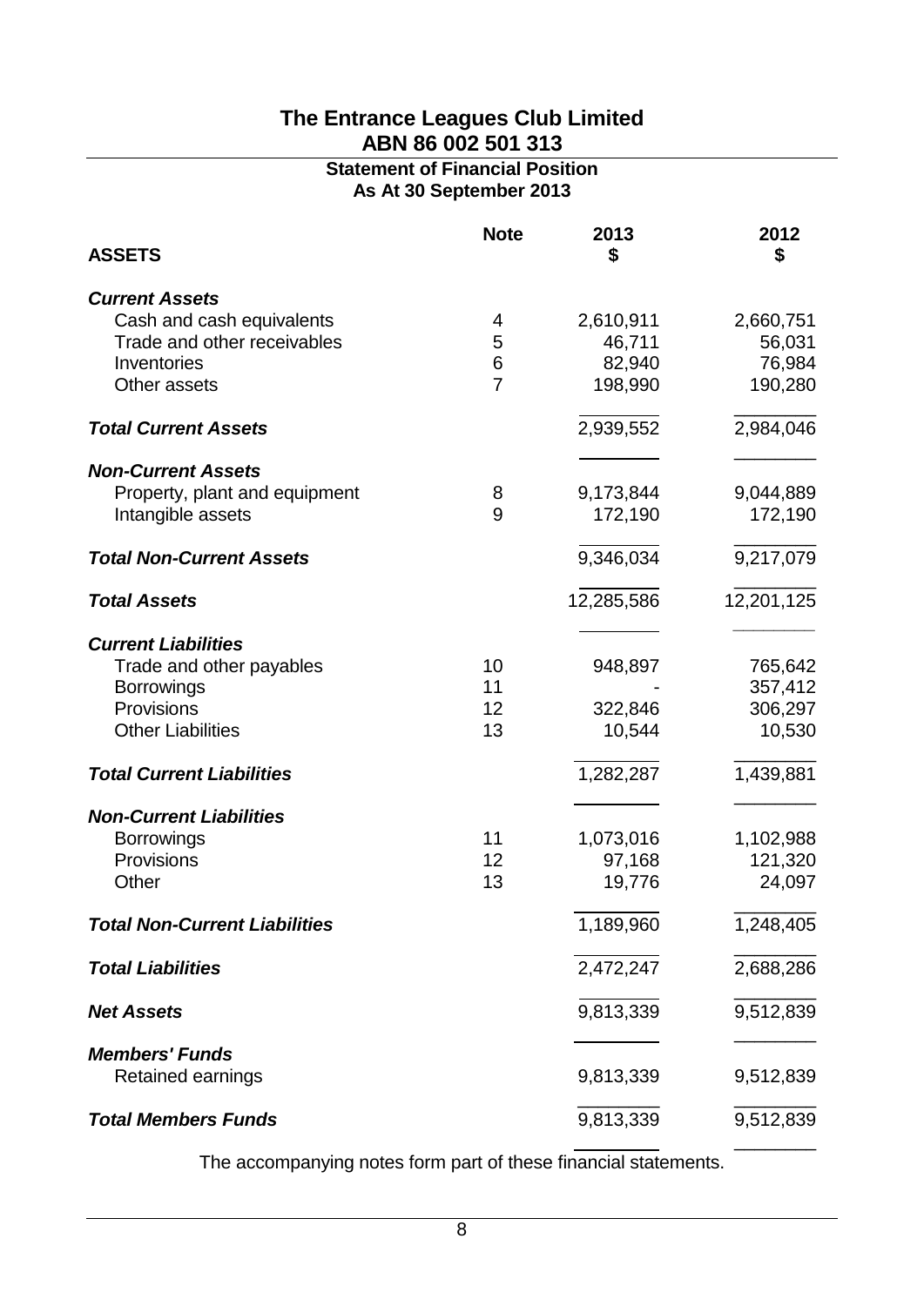# The Entrance Leagues Club Limited
## ABN 86 002 501 313

### Statement of Financial Position
### As At 30 September 2013

| ASSETS | Note | 2013 $ | 2012 $ |
|---|---|---|---|
| ***Current Assets*** | | | |
| Cash and cash equivalents | 4 | 2,610,911 | 2,660,751 |
| Trade and other receivables | 5 | 46,711 | 56,031 |
| Inventories | 6 | 82,940 | 76,984 |
| Other assets | 7 | 198,990 | 190,280 |
| ***Total Current Assets*** | | 2,939,552 | 2,984,046 |
| ***Non-Current Assets*** | | | |
| Property, plant and equipment | 8 | 9,173,844 | 9,044,889 |
| Intangible assets | 9 | 172,190 | 172,190 |
| ***Total Non-Current Assets*** | | 9,346,034 | 9,217,079 |
| ***Total Assets*** | | 12,285,586 | 12,201,125 |
| ***Current Liabilities*** | | | |
| Trade and other payables | 10 | 948,897 | 765,642 |
| Borrowings | 11 | - | 357,412 |
| Provisions | 12 | 322,846 | 306,297 |
| Other Liabilities | 13 | 10,544 | 10,530 |
| ***Total Current Liabilities*** | | 1,282,287 | 1,439,881 |
| ***Non-Current Liabilities*** | | | |
| Borrowings | 11 | 1,073,016 | 1,102,988 |
| Provisions | 12 | 97,168 | 121,320 |
| Other | 13 | 19,776 | 24,097 |
| ***Total Non-Current Liabilities*** | | 1,189,960 | 1,248,405 |
| ***Total Liabilities*** | | 2,472,247 | 2,688,286 |
| ***Net Assets*** | | 9,813,339 | 9,512,839 |
| ***Members' Funds*** | | | |
| Retained earnings | | 9,813,339 | 9,512,839 |
| ***Total Members Funds*** | | 9,813,339 | 9,512,839 |

The accompanying notes form part of these financial statements.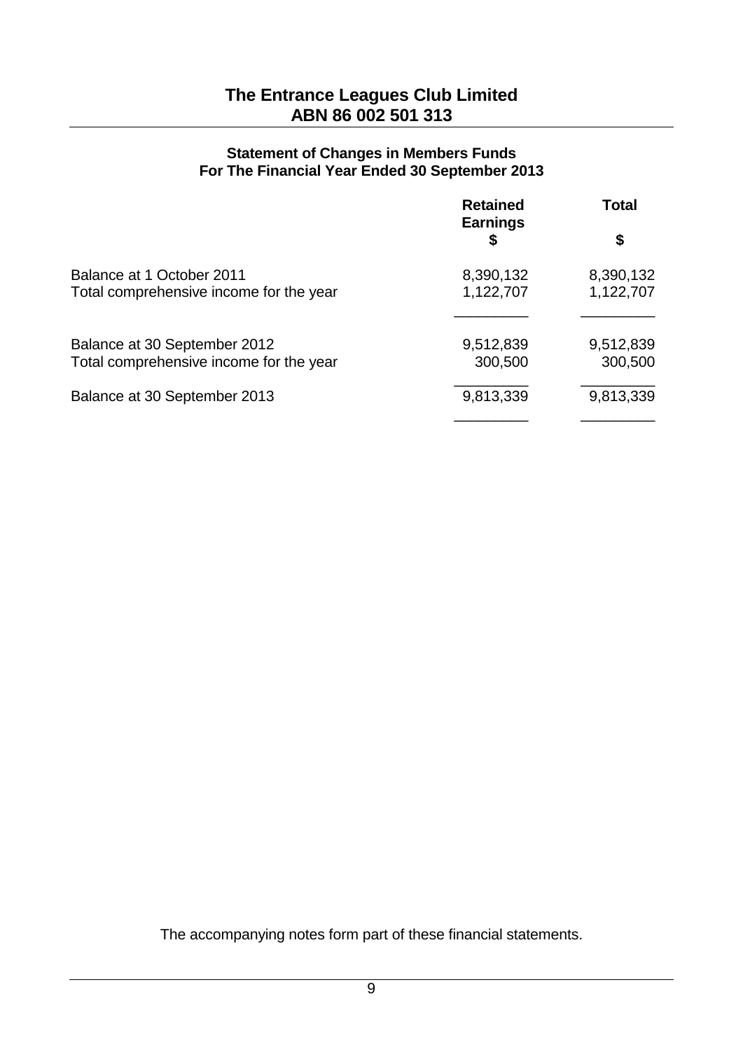# The Entrance Leagues Club Limited
# ABN 86 002 501 313

### Statement of Changes in Members Funds
### For The Financial Year Ended 30 September 2013

| | Retained Earnings $ | Total $ |
|---|---|---|
| Balance at 1 October 2011 | 8,390,132 | 8,390,132 |
| Total comprehensive income for the year | 1,122,707 | 1,122,707 |
| Balance at 30 September 2012 | 9,512,839 | 9,512,839 |
| Total comprehensive income for the year | 300,500 | 300,500 |
| Balance at 30 September 2013 | 9,813,339 | 9,813,339 |

The accompanying notes form part of these financial statements.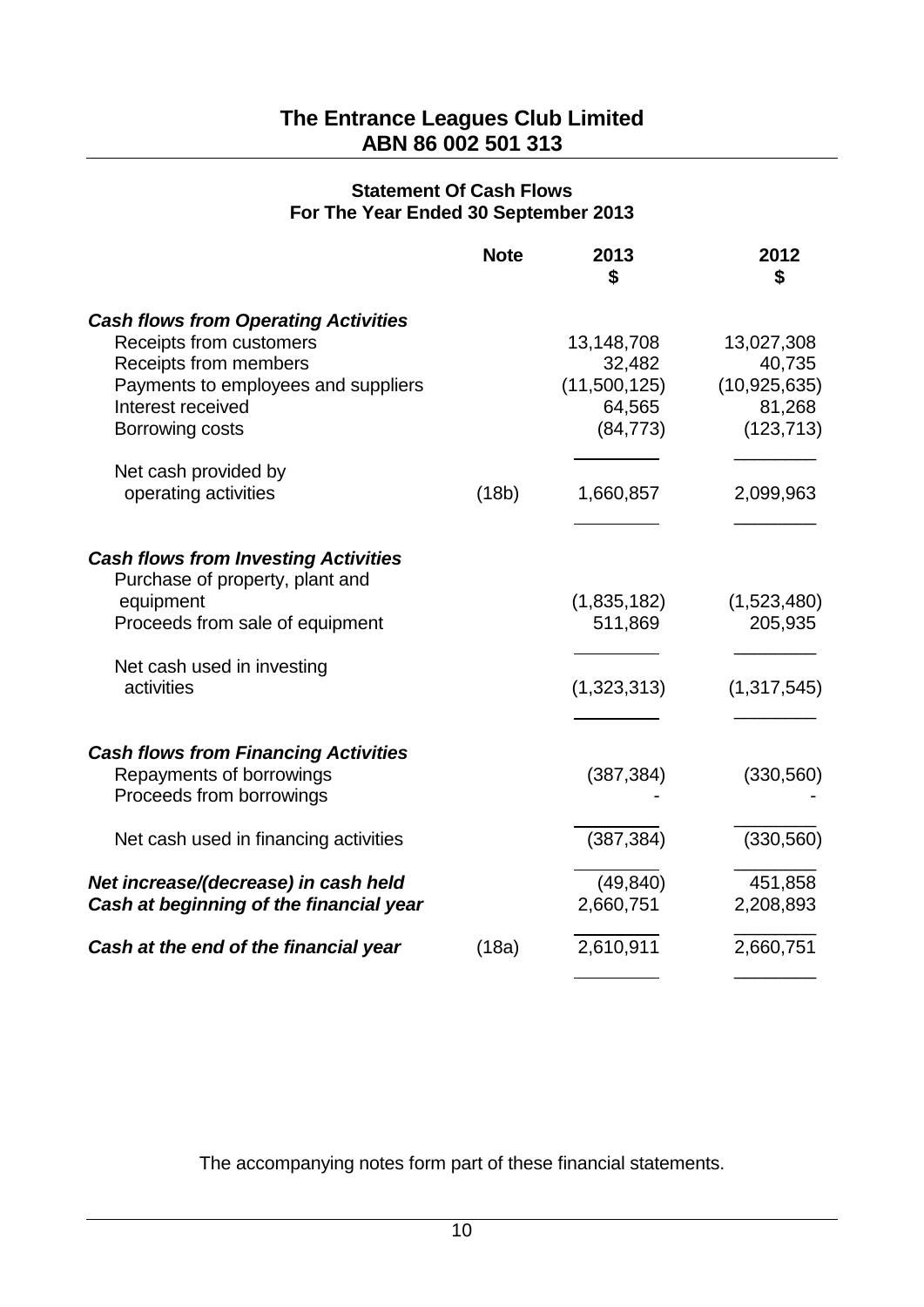# The Entrance Leagues Club Limited
## ABN 86 002 501 313

### Statement Of Cash Flows
### For The Year Ended 30 September 2013

| | Note | 2013<br>$ | 2012<br>$ |
|---|---|---|---|
| ***Cash flows from Operating Activities*** | | | |
| Receipts from customers | | 13,148,708 | 13,027,308 |
| Receipts from members | | 32,482 | 40,735 |
| Payments to employees and suppliers | | (11,500,125) | (10,925,635) |
| Interest received | | 64,565 | 81,268 |
| Borrowing costs | | (84,773) | (123,713) |
| Net cash provided by operating activities | (18b) | 1,660,857 | 2,099,963 |
| ***Cash flows from Investing Activities*** | | | |
| Purchase of property, plant and equipment | | (1,835,182) | (1,523,480) |
| Proceeds from sale of equipment | | 511,869 | 205,935 |
| Net cash used in investing activities | | (1,323,313) | (1,317,545) |
| ***Cash flows from Financing Activities*** | | | |
| Repayments of borrowings | | (387,384) | (330,560) |
| Proceeds from borrowings | | - | - |
| Net cash used in financing activities | | (387,384) | (330,560) |
| ***Net increase/(decrease) in cash held*** | | (49,840) | 451,858 |
| ***Cash at beginning of the financial year*** | | 2,660,751 | 2,208,893 |
| ***Cash at the end of the financial year*** | (18a) | 2,610,911 | 2,660,751 |

The accompanying notes form part of these financial statements.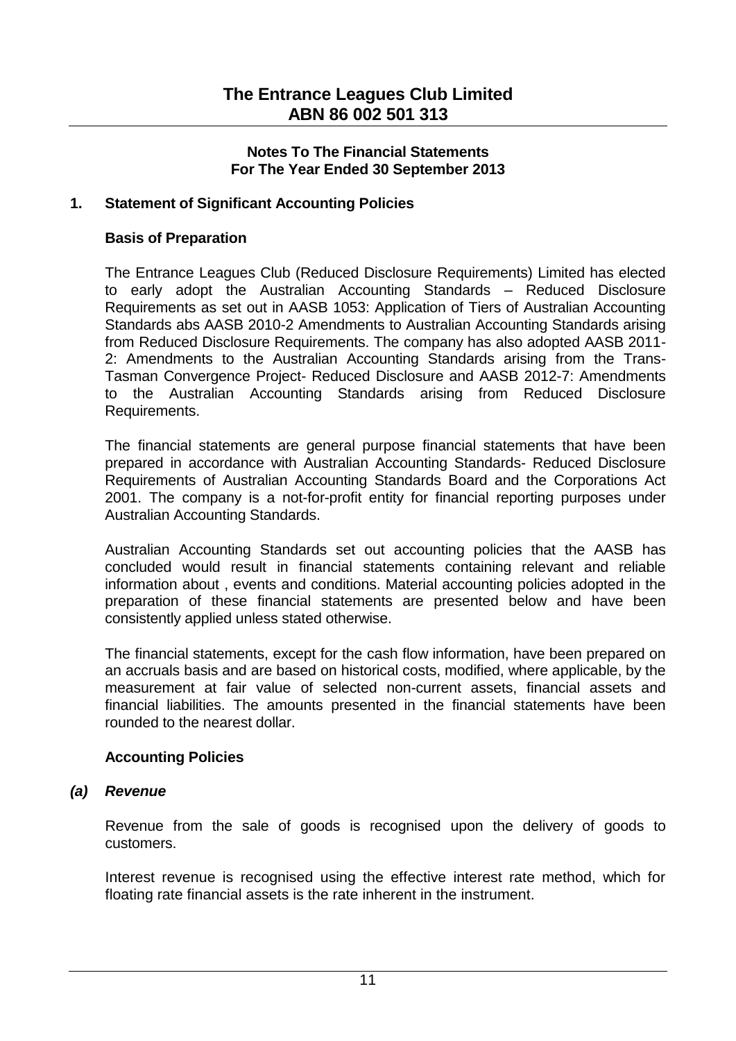# The Entrance Leagues Club Limited
# ABN 86 002 501 313

**Notes To The Financial Statements**
**For The Year Ended 30 September 2013**

## 1. Statement of Significant Accounting Policies

### Basis of Preparation

The Entrance Leagues Club (Reduced Disclosure Requirements) Limited has elected to early adopt the Australian Accounting Standards – Reduced Disclosure Requirements as set out in AASB 1053: Application of Tiers of Australian Accounting Standards abs AASB 2010-2 Amendments to Australian Accounting Standards arising from Reduced Disclosure Requirements. The company has also adopted AASB 2011-2: Amendments to the Australian Accounting Standards arising from the Trans-Tasman Convergence Project- Reduced Disclosure and AASB 2012-7: Amendments to the Australian Accounting Standards arising from Reduced Disclosure Requirements.

The financial statements are general purpose financial statements that have been prepared in accordance with Australian Accounting Standards- Reduced Disclosure Requirements of Australian Accounting Standards Board and the Corporations Act 2001. The company is a not-for-profit entity for financial reporting purposes under Australian Accounting Standards.

Australian Accounting Standards set out accounting policies that the AASB has concluded would result in financial statements containing relevant and reliable information about , events and conditions. Material accounting policies adopted in the preparation of these financial statements are presented below and have been consistently applied unless stated otherwise.

The financial statements, except for the cash flow information, have been prepared on an accruals basis and are based on historical costs, modified, where applicable, by the measurement at fair value of selected non-current assets, financial assets and financial liabilities. The amounts presented in the financial statements have been rounded to the nearest dollar.

### Accounting Policies

#### *(a) Revenue*

Revenue from the sale of goods is recognised upon the delivery of goods to customers.

Interest revenue is recognised using the effective interest rate method, which for floating rate financial assets is the rate inherent in the instrument.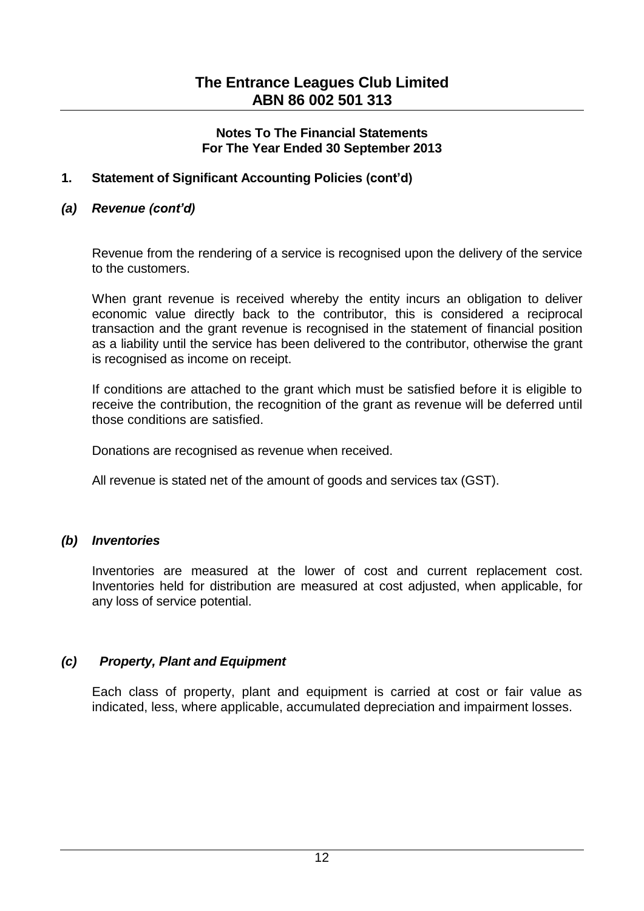## 1. Statement of Significant Accounting Policies (cont'd)

### *(a) Revenue (cont'd)*

Revenue from the rendering of a service is recognised upon the delivery of the service to the customers.

When grant revenue is received whereby the entity incurs an obligation to deliver economic value directly back to the contributor, this is considered a reciprocal transaction and the grant revenue is recognised in the statement of financial position as a liability until the service has been delivered to the contributor, otherwise the grant is recognised as income on receipt.

If conditions are attached to the grant which must be satisfied before it is eligible to receive the contribution, the recognition of the grant as revenue will be deferred until those conditions are satisfied.

Donations are recognised as revenue when received.

All revenue is stated net of the amount of goods and services tax (GST).

### *(b) Inventories*

Inventories are measured at the lower of cost and current replacement cost. Inventories held for distribution are measured at cost adjusted, when applicable, for any loss of service potential.

### *(c) Property, Plant and Equipment*

Each class of property, plant and equipment is carried at cost or fair value as indicated, less, where applicable, accumulated depreciation and impairment losses.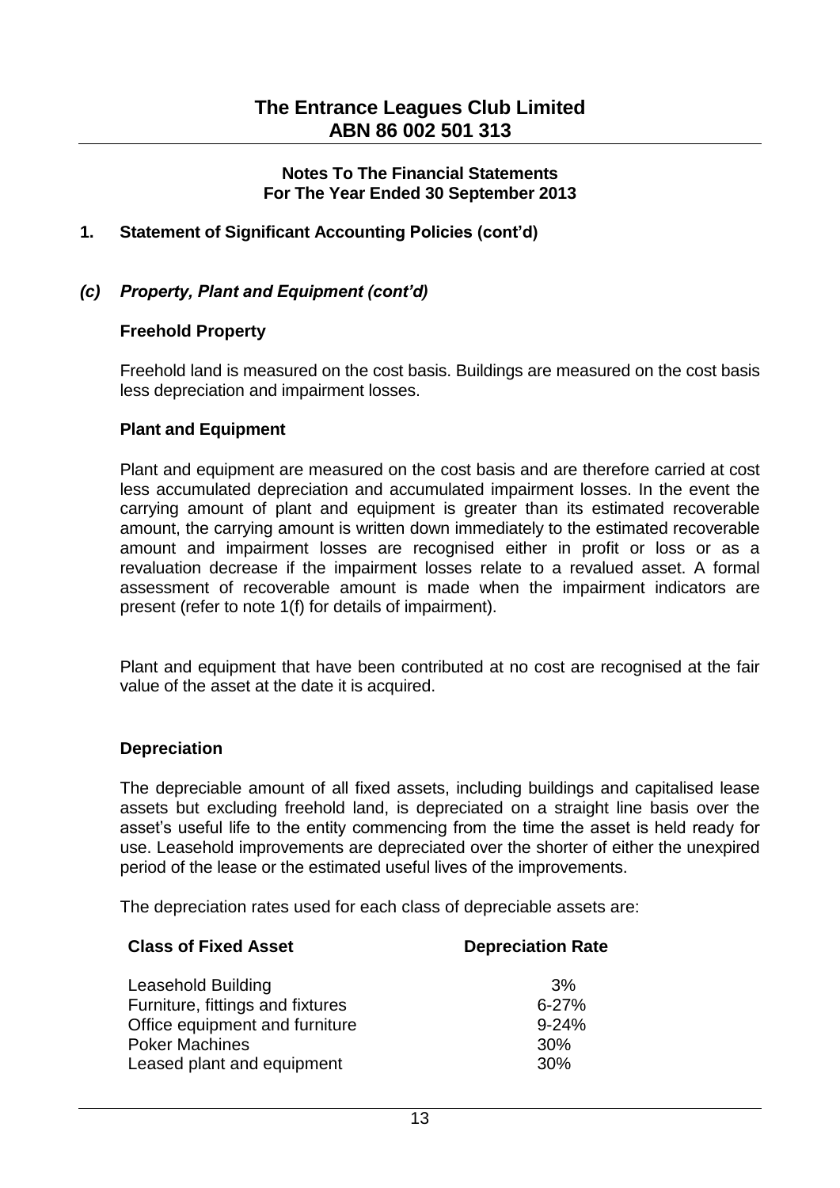## 1. Statement of Significant Accounting Policies (cont'd)

### *(c) Property, Plant and Equipment (cont'd)*

**Freehold Property**

Freehold land is measured on the cost basis. Buildings are measured on the cost basis less depreciation and impairment losses.

**Plant and Equipment**

Plant and equipment are measured on the cost basis and are therefore carried at cost less accumulated depreciation and accumulated impairment losses. In the event the carrying amount of plant and equipment is greater than its estimated recoverable amount, the carrying amount is written down immediately to the estimated recoverable amount and impairment losses are recognised either in profit or loss or as a revaluation decrease if the impairment losses relate to a revalued asset. A formal assessment of recoverable amount is made when the impairment indicators are present (refer to note 1(f) for details of impairment).

Plant and equipment that have been contributed at no cost are recognised at the fair value of the asset at the date it is acquired.

**Depreciation**

The depreciable amount of all fixed assets, including buildings and capitalised lease assets but excluding freehold land, is depreciated on a straight line basis over the asset's useful life to the entity commencing from the time the asset is held ready for use. Leasehold improvements are depreciated over the shorter of either the unexpired period of the lease or the estimated useful lives of the improvements.

The depreciation rates used for each class of depreciable assets are:

| Class of Fixed Asset | Depreciation Rate |
|---|---|
| Leasehold Building | 3% |
| Furniture, fittings and fixtures | 6-27% |
| Office equipment and furniture | 9-24% |
| Poker Machines | 30% |
| Leased plant and equipment | 30% |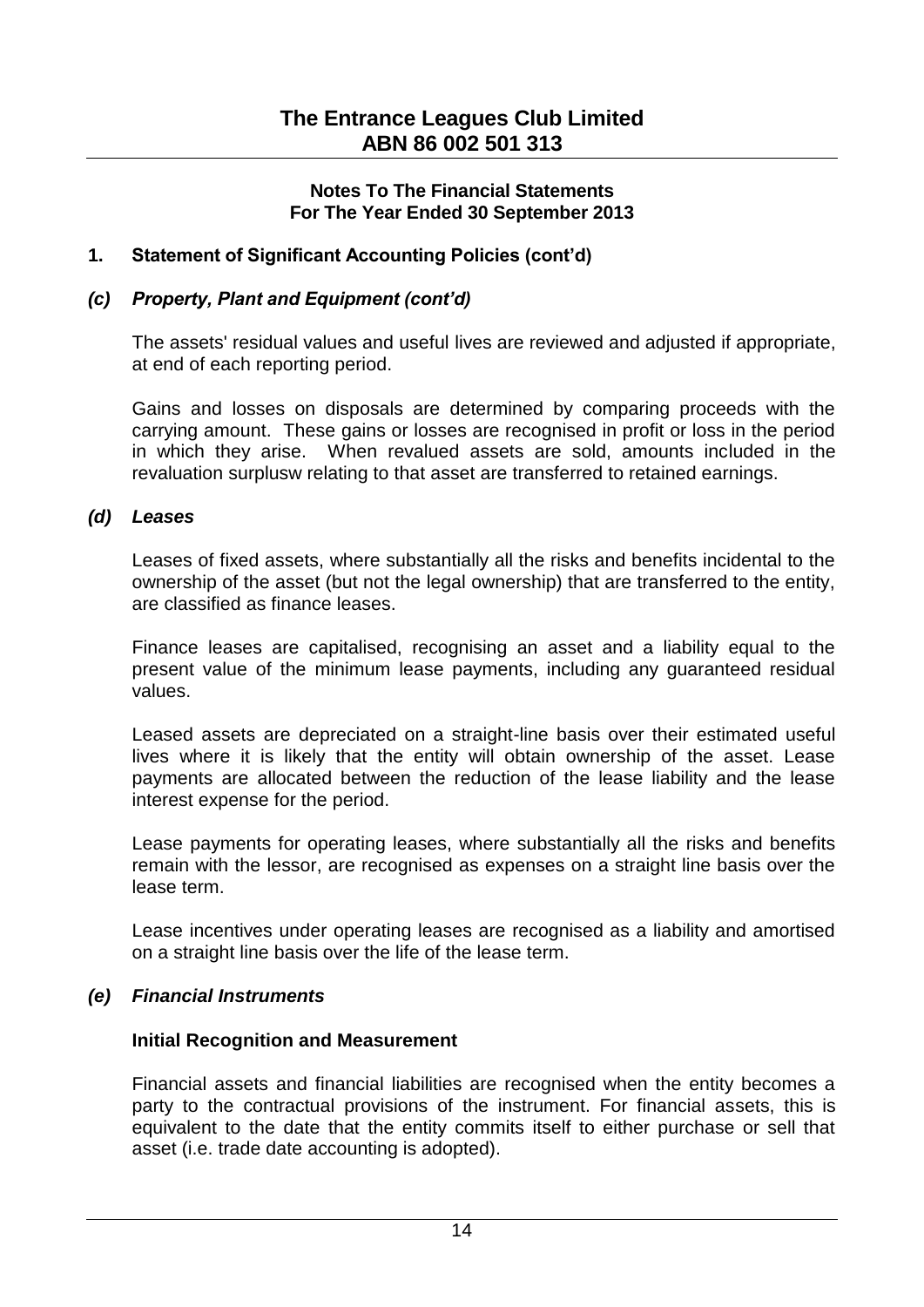**Notes To The Financial Statements**
**For The Year Ended 30 September 2013**

## 1. Statement of Significant Accounting Policies (cont'd)

### *(c) Property, Plant and Equipment (cont'd)*

The assets' residual values and useful lives are reviewed and adjusted if appropriate, at end of each reporting period.

Gains and losses on disposals are determined by comparing proceeds with the carrying amount. These gains or losses are recognised in profit or loss in the period in which they arise. When revalued assets are sold, amounts included in the revaluation surplusw relating to that asset are transferred to retained earnings.

### *(d) Leases*

Leases of fixed assets, where substantially all the risks and benefits incidental to the ownership of the asset (but not the legal ownership) that are transferred to the entity, are classified as finance leases.

Finance leases are capitalised, recognising an asset and a liability equal to the present value of the minimum lease payments, including any guaranteed residual values.

Leased assets are depreciated on a straight-line basis over their estimated useful lives where it is likely that the entity will obtain ownership of the asset. Lease payments are allocated between the reduction of the lease liability and the lease interest expense for the period.

Lease payments for operating leases, where substantially all the risks and benefits remain with the lessor, are recognised as expenses on a straight line basis over the lease term.

Lease incentives under operating leases are recognised as a liability and amortised on a straight line basis over the life of the lease term.

### *(e) Financial Instruments*

**Initial Recognition and Measurement**

Financial assets and financial liabilities are recognised when the entity becomes a party to the contractual provisions of the instrument. For financial assets, this is equivalent to the date that the entity commits itself to either purchase or sell that asset (i.e. trade date accounting is adopted).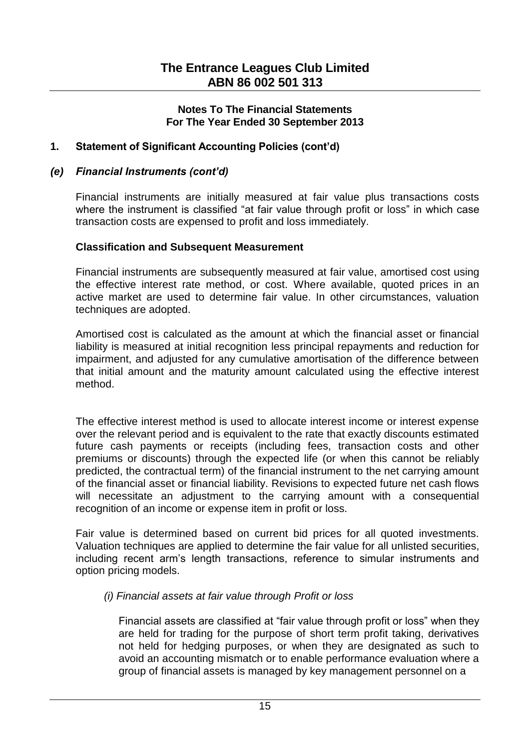**Notes To The Financial Statements**
**For The Year Ended 30 September 2013**

## 1. Statement of Significant Accounting Policies (cont'd)

### *(e) Financial Instruments (cont'd)*

Financial instruments are initially measured at fair value plus transactions costs where the instrument is classified "at fair value through profit or loss" in which case transaction costs are expensed to profit and loss immediately.

**Classification and Subsequent Measurement**

Financial instruments are subsequently measured at fair value, amortised cost using the effective interest rate method, or cost. Where available, quoted prices in an active market are used to determine fair value. In other circumstances, valuation techniques are adopted.

Amortised cost is calculated as the amount at which the financial asset or financial liability is measured at initial recognition less principal repayments and reduction for impairment, and adjusted for any cumulative amortisation of the difference between that initial amount and the maturity amount calculated using the effective interest method.

The effective interest method is used to allocate interest income or interest expense over the relevant period and is equivalent to the rate that exactly discounts estimated future cash payments or receipts (including fees, transaction costs and other premiums or discounts) through the expected life (or when this cannot be reliably predicted, the contractual term) of the financial instrument to the net carrying amount of the financial asset or financial liability. Revisions to expected future net cash flows will necessitate an adjustment to the carrying amount with a consequential recognition of an income or expense item in profit or loss.

Fair value is determined based on current bid prices for all quoted investments. Valuation techniques are applied to determine the fair value for all unlisted securities, including recent arm's length transactions, reference to simular instruments and option pricing models.

*(i) Financial assets at fair value through Profit or loss*

Financial assets are classified at "fair value through profit or loss" when they are held for trading for the purpose of short term profit taking, derivatives not held for hedging purposes, or when they are designated as such to avoid an accounting mismatch or to enable performance evaluation where a group of financial assets is managed by key management personnel on a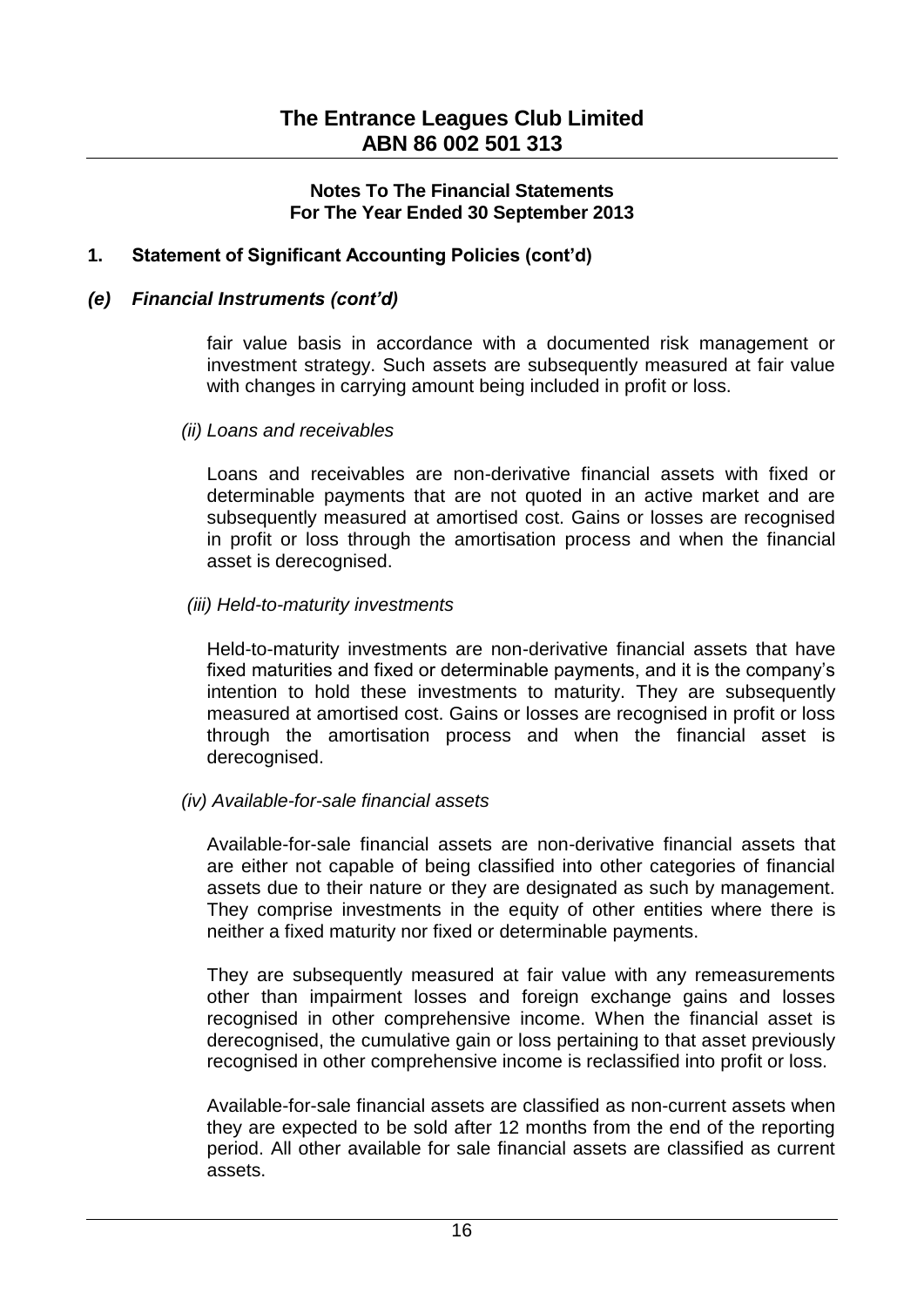## 1. Statement of Significant Accounting Policies (cont'd)

### *(e) Financial Instruments (cont'd)*

fair value basis in accordance with a documented risk management or investment strategy. Such assets are subsequently measured at fair value with changes in carrying amount being included in profit or loss.

*(ii) Loans and receivables*

Loans and receivables are non-derivative financial assets with fixed or determinable payments that are not quoted in an active market and are subsequently measured at amortised cost. Gains or losses are recognised in profit or loss through the amortisation process and when the financial asset is derecognised.

*(iii) Held-to-maturity investments*

Held-to-maturity investments are non-derivative financial assets that have fixed maturities and fixed or determinable payments, and it is the company's intention to hold these investments to maturity. They are subsequently measured at amortised cost. Gains or losses are recognised in profit or loss through the amortisation process and when the financial asset is derecognised.

*(iv) Available-for-sale financial assets*

Available-for-sale financial assets are non-derivative financial assets that are either not capable of being classified into other categories of financial assets due to their nature or they are designated as such by management. They comprise investments in the equity of other entities where there is neither a fixed maturity nor fixed or determinable payments.

They are subsequently measured at fair value with any remeasurements other than impairment losses and foreign exchange gains and losses recognised in other comprehensive income. When the financial asset is derecognised, the cumulative gain or loss pertaining to that asset previously recognised in other comprehensive income is reclassified into profit or loss.

Available-for-sale financial assets are classified as non-current assets when they are expected to be sold after 12 months from the end of the reporting period. All other available for sale financial assets are classified as current assets.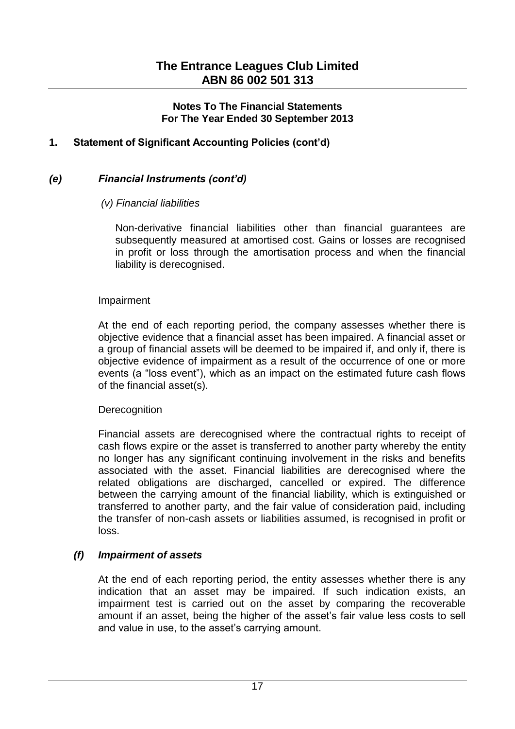# The Entrance Leagues Club Limited
# ABN 86 002 501 313

**Notes To The Financial Statements**
**For The Year Ended 30 September 2013**

## 1. Statement of Significant Accounting Policies (cont'd)

### *(e) Financial Instruments (cont'd)*

*(v) Financial liabilities*

Non-derivative financial liabilities other than financial guarantees are subsequently measured at amortised cost. Gains or losses are recognised in profit or loss through the amortisation process and when the financial liability is derecognised.

Impairment

At the end of each reporting period, the company assesses whether there is objective evidence that a financial asset has been impaired. A financial asset or a group of financial assets will be deemed to be impaired if, and only if, there is objective evidence of impairment as a result of the occurrence of one or more events (a "loss event"), which as an impact on the estimated future cash flows of the financial asset(s).

Derecognition

Financial assets are derecognised where the contractual rights to receipt of cash flows expire or the asset is transferred to another party whereby the entity no longer has any significant continuing involvement in the risks and benefits associated with the asset. Financial liabilities are derecognised where the related obligations are discharged, cancelled or expired. The difference between the carrying amount of the financial liability, which is extinguished or transferred to another party, and the fair value of consideration paid, including the transfer of non-cash assets or liabilities assumed, is recognised in profit or loss.

### *(f) Impairment of assets*

At the end of each reporting period, the entity assesses whether there is any indication that an asset may be impaired. If such indication exists, an impairment test is carried out on the asset by comparing the recoverable amount if an asset, being the higher of the asset's fair value less costs to sell and value in use, to the asset's carrying amount.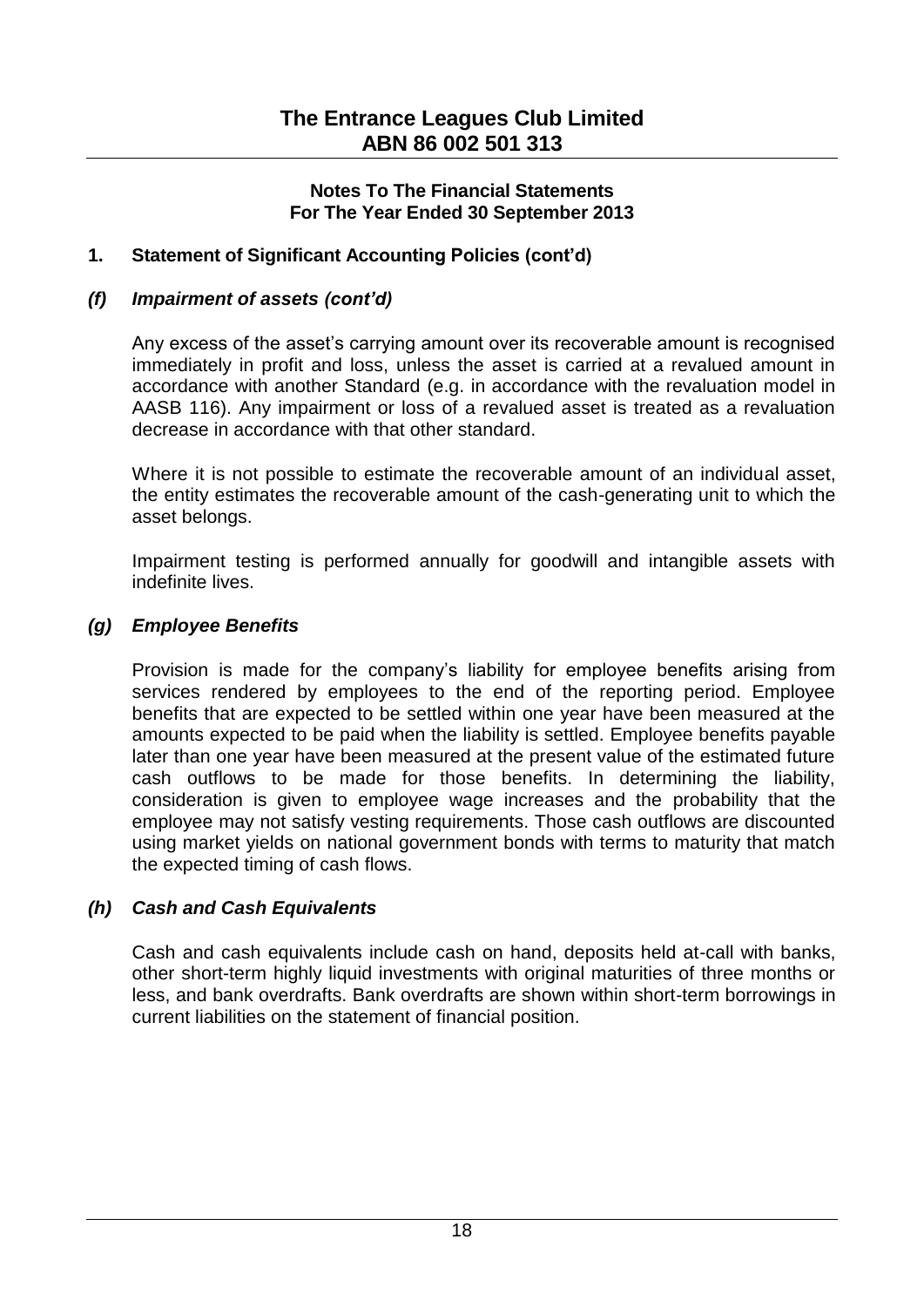# The Entrance Leagues Club Limited
# ABN 86 002 501 313

**Notes To The Financial Statements**
**For The Year Ended 30 September 2013**

## 1. Statement of Significant Accounting Policies (cont'd)

### *(f) Impairment of assets (cont'd)*

Any excess of the asset's carrying amount over its recoverable amount is recognised immediately in profit and loss, unless the asset is carried at a revalued amount in accordance with another Standard (e.g. in accordance with the revaluation model in AASB 116). Any impairment or loss of a revalued asset is treated as a revaluation decrease in accordance with that other standard.

Where it is not possible to estimate the recoverable amount of an individual asset, the entity estimates the recoverable amount of the cash-generating unit to which the asset belongs.

Impairment testing is performed annually for goodwill and intangible assets with indefinite lives.

### *(g) Employee Benefits*

Provision is made for the company's liability for employee benefits arising from services rendered by employees to the end of the reporting period. Employee benefits that are expected to be settled within one year have been measured at the amounts expected to be paid when the liability is settled. Employee benefits payable later than one year have been measured at the present value of the estimated future cash outflows to be made for those benefits. In determining the liability, consideration is given to employee wage increases and the probability that the employee may not satisfy vesting requirements. Those cash outflows are discounted using market yields on national government bonds with terms to maturity that match the expected timing of cash flows.

### *(h) Cash and Cash Equivalents*

Cash and cash equivalents include cash on hand, deposits held at-call with banks, other short-term highly liquid investments with original maturities of three months or less, and bank overdrafts. Bank overdrafts are shown within short-term borrowings in current liabilities on the statement of financial position.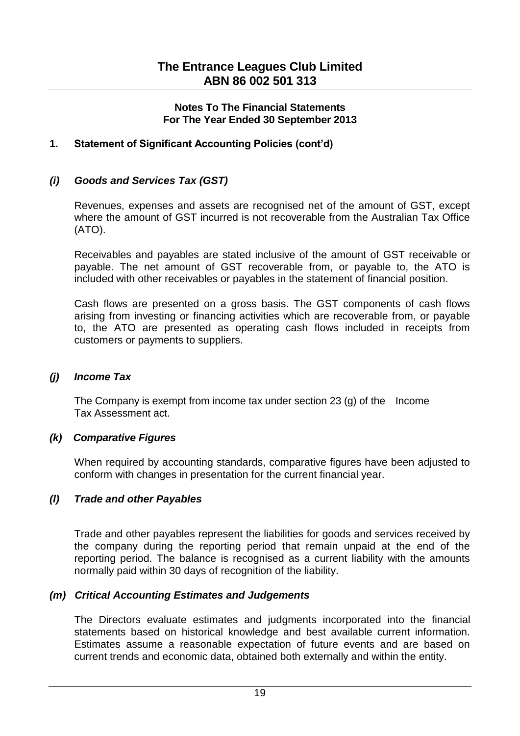## 1. Statement of Significant Accounting Policies (cont'd)

### *(i) Goods and Services Tax (GST)*

Revenues, expenses and assets are recognised net of the amount of GST, except where the amount of GST incurred is not recoverable from the Australian Tax Office (ATO).

Receivables and payables are stated inclusive of the amount of GST receivable or payable. The net amount of GST recoverable from, or payable to, the ATO is included with other receivables or payables in the statement of financial position.

Cash flows are presented on a gross basis. The GST components of cash flows arising from investing or financing activities which are recoverable from, or payable to, the ATO are presented as operating cash flows included in receipts from customers or payments to suppliers.

### *(j) Income Tax*

The Company is exempt from income tax under section 23 (g) of the Income Tax Assessment act.

### *(k) Comparative Figures*

When required by accounting standards, comparative figures have been adjusted to conform with changes in presentation for the current financial year.

### *(l) Trade and other Payables*

Trade and other payables represent the liabilities for goods and services received by the company during the reporting period that remain unpaid at the end of the reporting period. The balance is recognised as a current liability with the amounts normally paid within 30 days of recognition of the liability.

### *(m) Critical Accounting Estimates and Judgements*

The Directors evaluate estimates and judgments incorporated into the financial statements based on historical knowledge and best available current information. Estimates assume a reasonable expectation of future events and are based on current trends and economic data, obtained both externally and within the entity.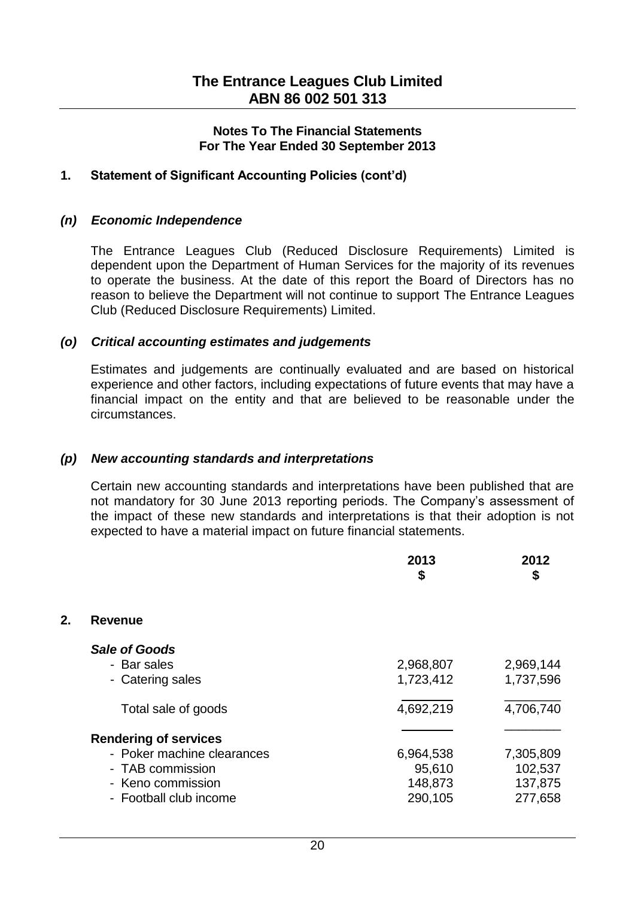## Notes To The Financial Statements For The Year Ended 30 September 2013

### 1. Statement of Significant Accounting Policies (cont'd)

#### *(n) Economic Independence*

The Entrance Leagues Club (Reduced Disclosure Requirements) Limited is dependent upon the Department of Human Services for the majority of its revenues to operate the business. At the date of this report the Board of Directors has no reason to believe the Department will not continue to support The Entrance Leagues Club (Reduced Disclosure Requirements) Limited.

#### *(o) Critical accounting estimates and judgements*

Estimates and judgements are continually evaluated and are based on historical experience and other factors, including expectations of future events that may have a financial impact on the entity and that are believed to be reasonable under the circumstances.

#### *(p) New accounting standards and interpretations*

Certain new accounting standards and interpretations have been published that are not mandatory for 30 June 2013 reporting periods. The Company's assessment of the impact of these new standards and interpretations is that their adoption is not expected to have a material impact on future financial statements.

### 2. Revenue

| | 2013 $ | 2012 $ |
|---|---|---|
| ***Sale of Goods*** | | |
| - Bar sales | 2,968,807 | 2,969,144 |
| - Catering sales | 1,723,412 | 1,737,596 |
| Total sale of goods | 4,692,219 | 4,706,740 |
| **Rendering of services** | | |
| - Poker machine clearances | 6,964,538 | 7,305,809 |
| - TAB commission | 95,610 | 102,537 |
| - Keno commission | 148,873 | 137,875 |
| - Football club income | 290,105 | 277,658 |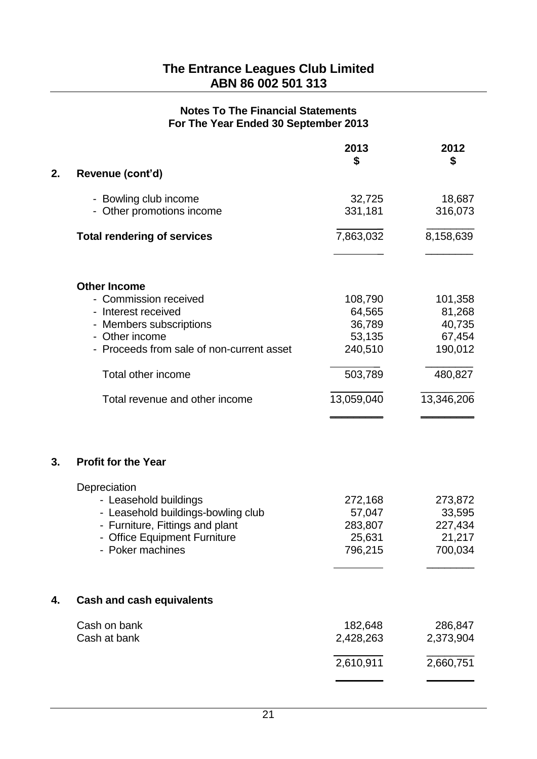# The Entrance Leagues Club Limited
# ABN 86 002 501 313

## Notes To The Financial Statements
## For The Year Ended 30 September 2013

| | 2013 $ | 2012 $ |
|---|---|---|
| **2. Revenue (cont'd)** | | |
| - Bowling club income | 32,725 | 18,687 |
| - Other promotions income | 331,181 | 316,073 |
| **Total rendering of services** | 7,863,032 | 8,158,639 |
| **Other Income** | | |
| - Commission received | 108,790 | 101,358 |
| - Interest received | 64,565 | 81,268 |
| - Members subscriptions | 36,789 | 40,735 |
| - Other income | 53,135 | 67,454 |
| - Proceeds from sale of non-current asset | 240,510 | 190,012 |
| Total other income | 503,789 | 480,827 |
| Total revenue and other income | 13,059,040 | 13,346,206 |

## 3. Profit for the Year

| | 2013 $ | 2012 $ |
|---|---|---|
| Depreciation | | |
| - Leasehold buildings | 272,168 | 273,872 |
| - Leasehold buildings-bowling club | 57,047 | 33,595 |
| - Furniture, Fittings and plant | 283,807 | 227,434 |
| - Office Equipment Furniture | 25,631 | 21,217 |
| - Poker machines | 796,215 | 700,034 |

## 4. Cash and cash equivalents

| | 2013 $ | 2012 $ |
|---|---|---|
| Cash on bank | 182,648 | 286,847 |
| Cash at bank | 2,428,263 | 2,373,904 |
| | 2,610,911 | 2,660,751 |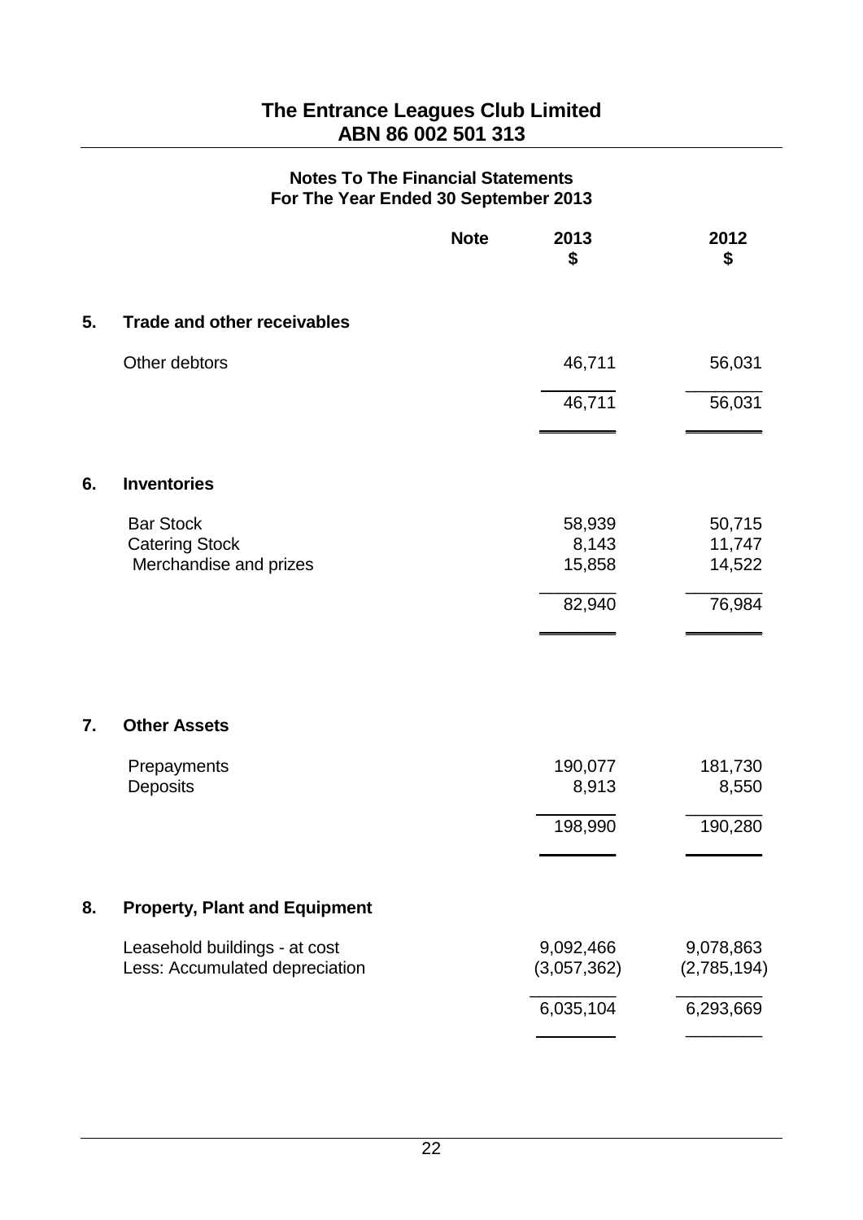# The Entrance Leagues Club Limited
## ABN 86 002 501 313

### Notes To The Financial Statements
### For The Year Ended 30 September 2013

| | Note | 2013 $ | 2012 $ |
|---|---|---|---|
| **5. Trade and other receivables** | | | |
| Other debtors | | 46,711 | 56,031 |
| | | 46,711 | 56,031 |
| **6. Inventories** | | | |
| Bar Stock | | 58,939 | 50,715 |
| Catering Stock | | 8,143 | 11,747 |
| Merchandise and prizes | | 15,858 | 14,522 |
| | | 82,940 | 76,984 |
| **7. Other Assets** | | | |
| Prepayments | | 190,077 | 181,730 |
| Deposits | | 8,913 | 8,550 |
| | | 198,990 | 190,280 |
| **8. Property, Plant and Equipment** | | | |
| Leasehold buildings - at cost | | 9,092,466 | 9,078,863 |
| Less: Accumulated depreciation | | (3,057,362) | (2,785,194) |
| | | 6,035,104 | 6,293,669 |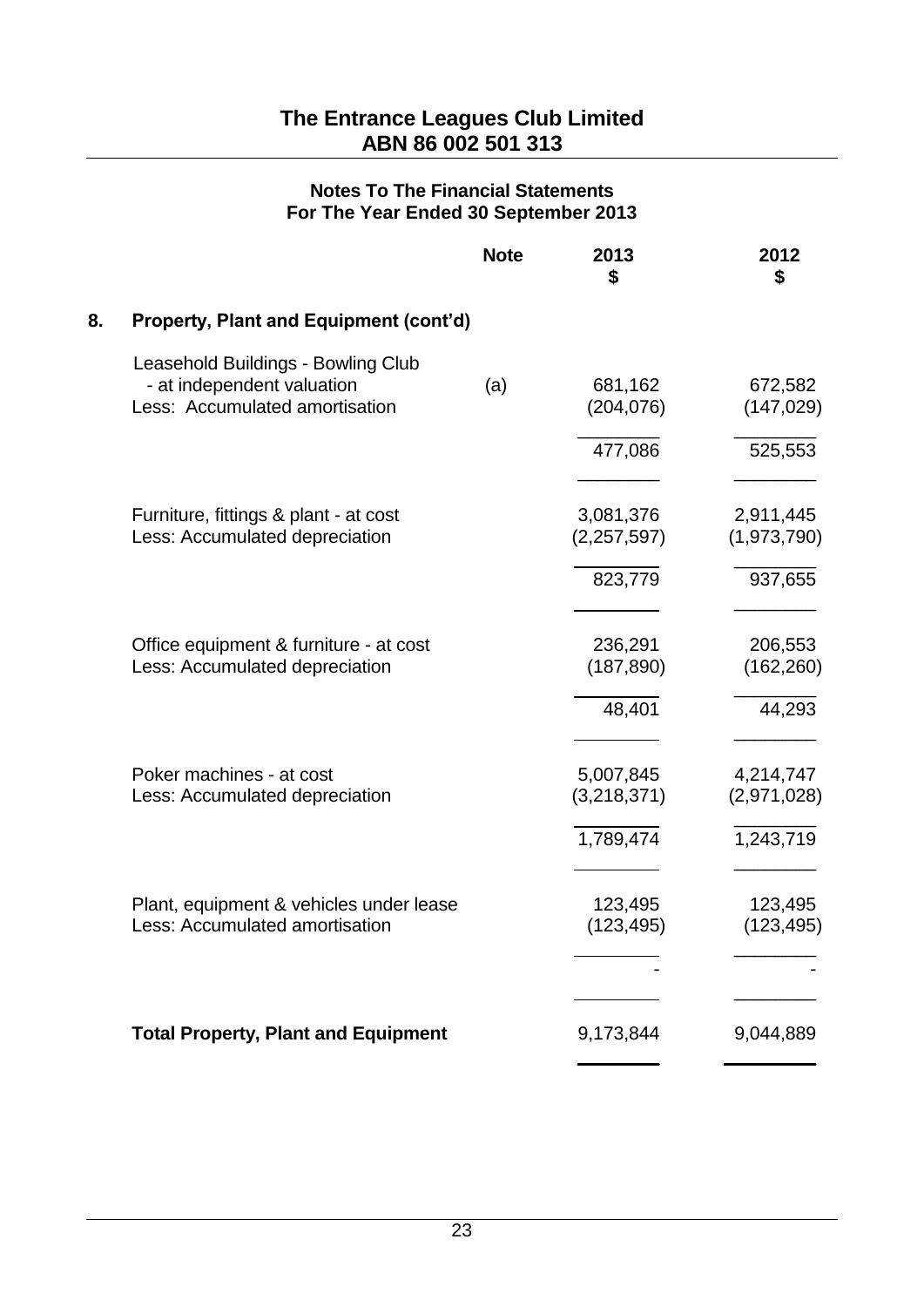# The Entrance Leagues Club Limited
## ABN 86 002 501 313

### Notes To The Financial Statements
### For The Year Ended 30 September 2013

| | Note | 2013<br>$ | 2012<br>$ |
|---|---|---|---|
| **8. Property, Plant and Equipment (cont'd)** | | | |
| Leasehold Buildings - Bowling Club | | | |
| - at independent valuation | (a) | 681,162 | 672,582 |
| Less: Accumulated amortisation | | (204,076) | (147,029) |
| | | 477,086 | 525,553 |
| Furniture, fittings & plant - at cost | | 3,081,376 | 2,911,445 |
| Less: Accumulated depreciation | | (2,257,597) | (1,973,790) |
| | | 823,779 | 937,655 |
| Office equipment & furniture - at cost | | 236,291 | 206,553 |
| Less: Accumulated depreciation | | (187,890) | (162,260) |
| | | 48,401 | 44,293 |
| Poker machines - at cost | | 5,007,845 | 4,214,747 |
| Less: Accumulated depreciation | | (3,218,371) | (2,971,028) |
| | | 1,789,474 | 1,243,719 |
| Plant, equipment & vehicles under lease | | 123,495 | 123,495 |
| Less: Accumulated amortisation | | (123,495) | (123,495) |
| | | - | - |
| **Total Property, Plant and Equipment** | | 9,173,844 | 9,044,889 |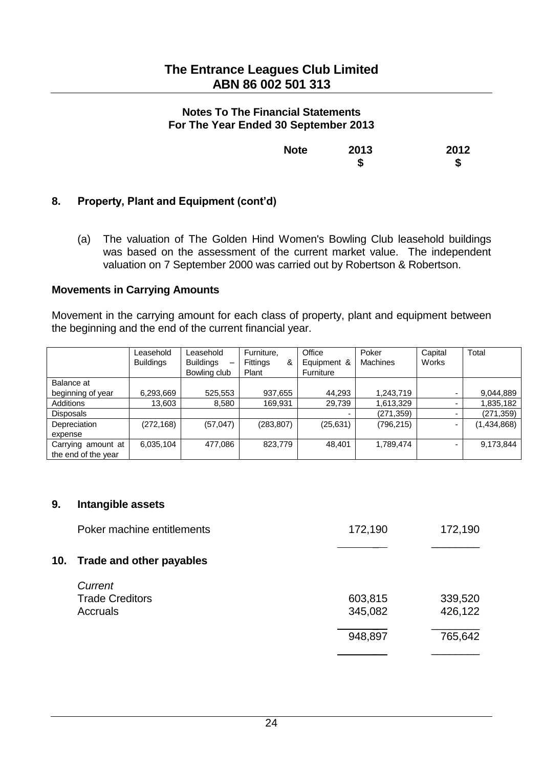**Notes To The Financial Statements**
**For The Year Ended 30 September 2013**

| | Note | 2013 $ | 2012 $ |
|---|---|---|---|

## 8. Property, Plant and Equipment (cont'd)

(a) The valuation of The Golden Hind Women's Bowling Club leasehold buildings was based on the assessment of the current market value. The independent valuation on 7 September 2000 was carried out by Robertson & Robertson.

### Movements in Carrying Amounts

Movement in the carrying amount for each class of property, plant and equipment between the beginning and the end of the current financial year.

| | Leasehold Buildings | Leasehold Buildings – Bowling club | Furniture, Fittings & Plant | Office Equipment & Furniture | Poker Machines | Capital Works | Total |
|---|---|---|---|---|---|---|---|
| Balance at beginning of year | 6,293,669 | 525,553 | 937,655 | 44,293 | 1,243,719 | - | 9,044,889 |
| Additions | 13,603 | 8,580 | 169,931 | 29,739 | 1,613,329 | - | 1,835,182 |
| Disposals | | | | - | (271,359) | - | (271,359) |
| Depreciation expense | (272,168) | (57,047) | (283,807) | (25,631) | (796,215) | - | (1,434,868) |
| Carrying amount at the end of the year | 6,035,104 | 477,086 | 823,779 | 48,401 | 1,789,474 | - | 9,173,844 |

## 9. Intangible assets

| | 2013 $ | 2012 $ |
|---|---|---|
| Poker machine entitlements | 172,190 | 172,190 |

## 10. Trade and other payables

| | 2013 $ | 2012 $ |
|---|---|---|
| *Current* | | |
| Trade Creditors | 603,815 | 339,520 |
| Accruals | 345,082 | 426,122 |
| | 948,897 | 765,642 |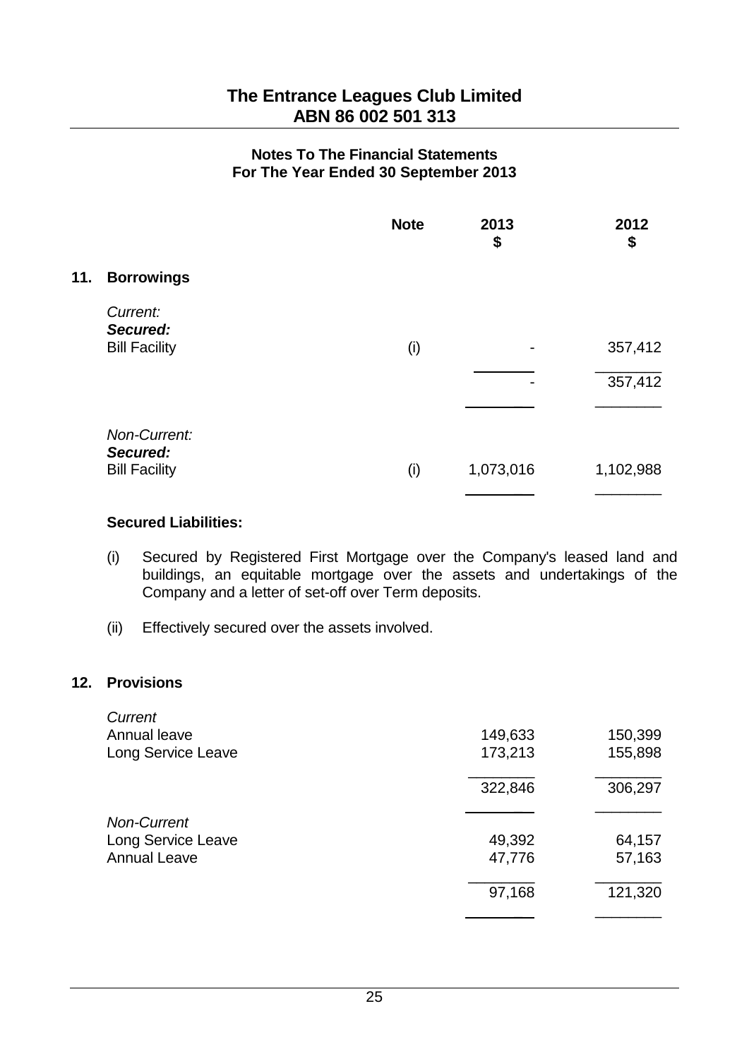# The Entrance Leagues Club Limited
## ABN 86 002 501 313

### Notes To The Financial Statements
### For The Year Ended 30 September 2013

| | Note | 2013 $ | 2012 $ |
|---|---|---|---|
| **11. Borrowings** | | | |
| *Current:* | | | |
| ***Secured:*** | | | |
| Bill Facility | (i) | - | 357,412 |
| | | - | 357,412 |
| *Non-Current:* | | | |
| ***Secured:*** | | | |
| Bill Facility | (i) | 1,073,016 | 1,102,988 |

**Secured Liabilities:**

(i) Secured by Registered First Mortgage over the Company's leased land and buildings, an equitable mortgage over the assets and undertakings of the Company and a letter of set-off over Term deposits.

(ii) Effectively secured over the assets involved.

| | 2013 $ | 2012 $ |
|---|---|---|
| **12. Provisions** | | |
| *Current* | | |
| Annual leave | 149,633 | 150,399 |
| Long Service Leave | 173,213 | 155,898 |
| | 322,846 | 306,297 |
| *Non-Current* | | |
| Long Service Leave | 49,392 | 64,157 |
| Annual Leave | 47,776 | 57,163 |
| | 97,168 | 121,320 |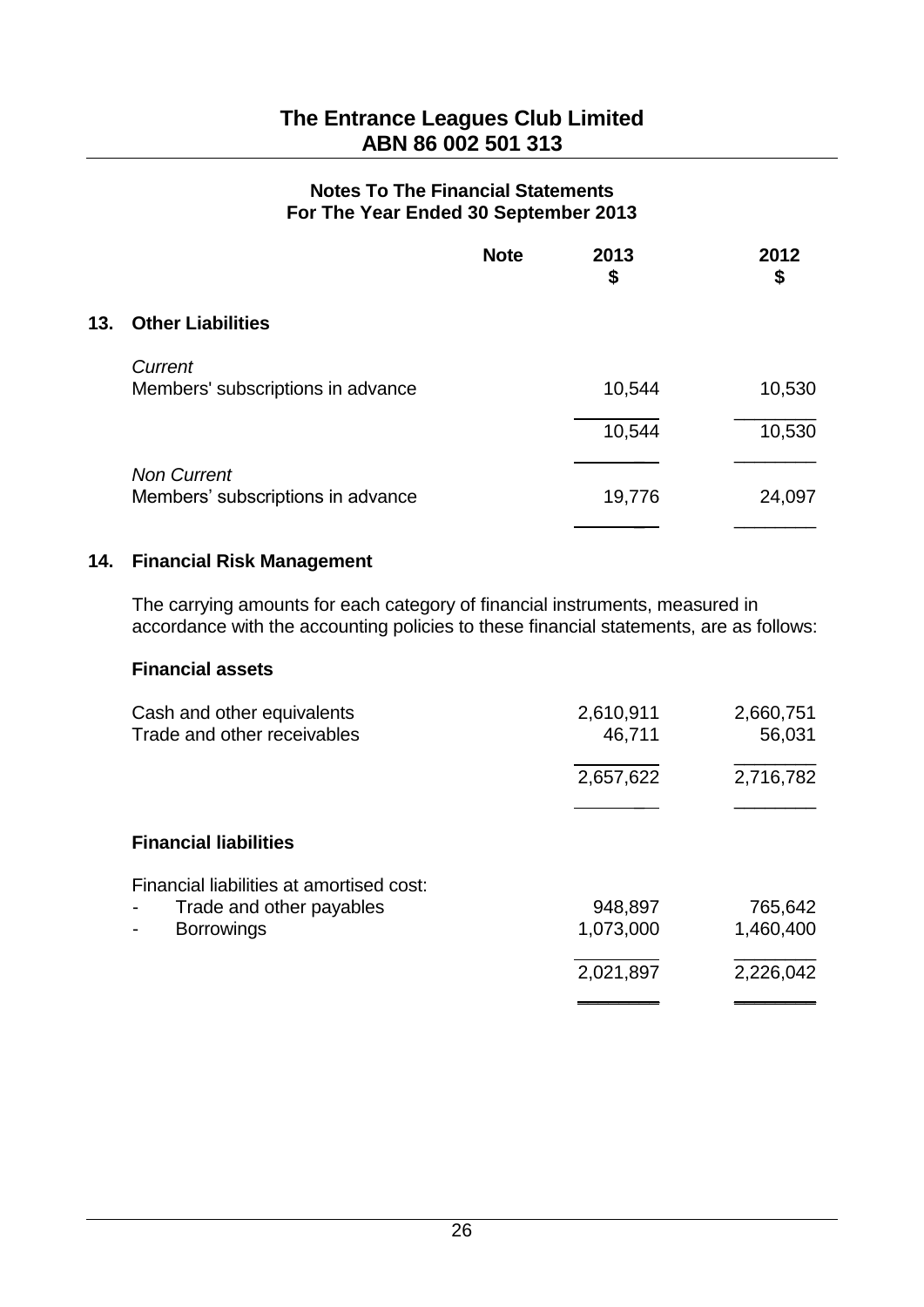**The Entrance Leagues Club Limited**
**ABN 86 002 501 313**

**Notes To The Financial Statements**
**For The Year Ended 30 September 2013**

| | Note | 2013 $ | 2012 $ |
|---|---|---|---|
| **13. Other Liabilities** | | | |
| *Current* | | | |
| Members' subscriptions in advance | | 10,544 | 10,530 |
| | | 10,544 | 10,530 |
| *Non Current* | | | |
| Members' subscriptions in advance | | 19,776 | 24,097 |

## 14. Financial Risk Management

The carrying amounts for each category of financial instruments, measured in accordance with the accounting policies to these financial statements, are as follows:

| | 2013 $ | 2012 $ |
|---|---|---|
| **Financial assets** | | |
| Cash and other equivalents | 2,610,911 | 2,660,751 |
| Trade and other receivables | 46,711 | 56,031 |
| | 2,657,622 | 2,716,782 |
| **Financial liabilities** | | |
| Financial liabilities at amortised cost: | | |
| - Trade and other payables | 948,897 | 765,642 |
| - Borrowings | 1,073,000 | 1,460,400 |
| | 2,021,897 | 2,226,042 |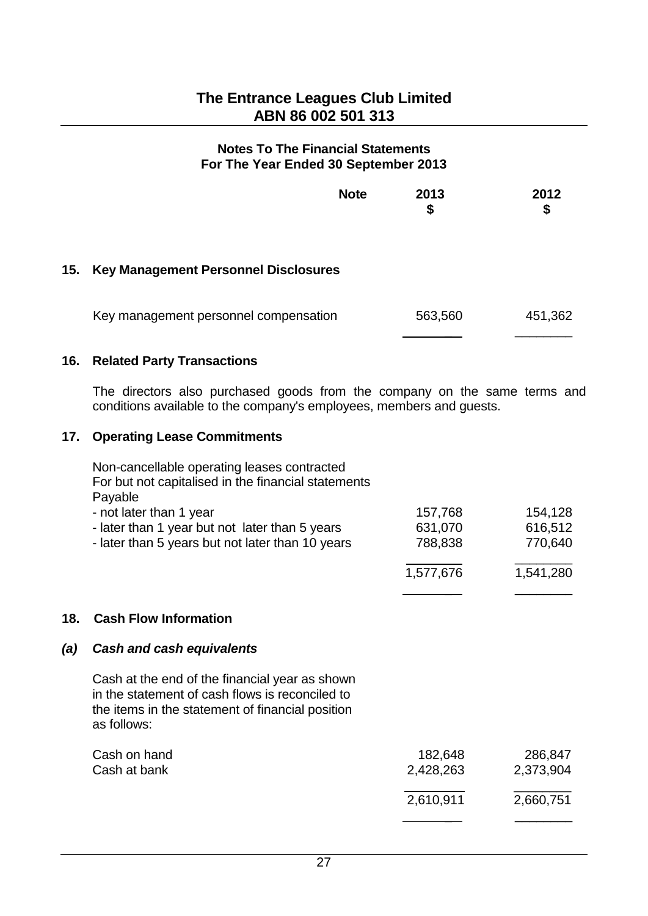# The Entrance Leagues Club Limited
## ABN 86 002 501 313

### Notes To The Financial Statements
### For The Year Ended 30 September 2013

| | Note | 2013 $ | 2012 $ |
|---|---|---|---|

## 15. Key Management Personnel Disclosures

| | 2013 $ | 2012 $ |
|---|---|---|
| Key management personnel compensation | 563,560 | 451,362 |

## 16. Related Party Transactions

The directors also purchased goods from the company on the same terms and conditions available to the company's employees, members and guests.

## 17. Operating Lease Commitments

| | 2013 $ | 2012 $ |
|---|---|---|
| Non-cancellable operating leases contracted For but not capitalised in the financial statements Payable | | |
| - not later than 1 year | 157,768 | 154,128 |
| - later than 1 year but not later than 5 years | 631,070 | 616,512 |
| - later than 5 years but not later than 10 years | 788,838 | 770,640 |
| | 1,577,676 | 1,541,280 |

## 18. Cash Flow Information

### *(a) Cash and cash equivalents*

Cash at the end of the financial year as shown in the statement of cash flows is reconciled to the items in the statement of financial position as follows:

| | 2013 $ | 2012 $ |
|---|---|---|
| Cash on hand | 182,648 | 286,847 |
| Cash at bank | 2,428,263 | 2,373,904 |
| | 2,610,911 | 2,660,751 |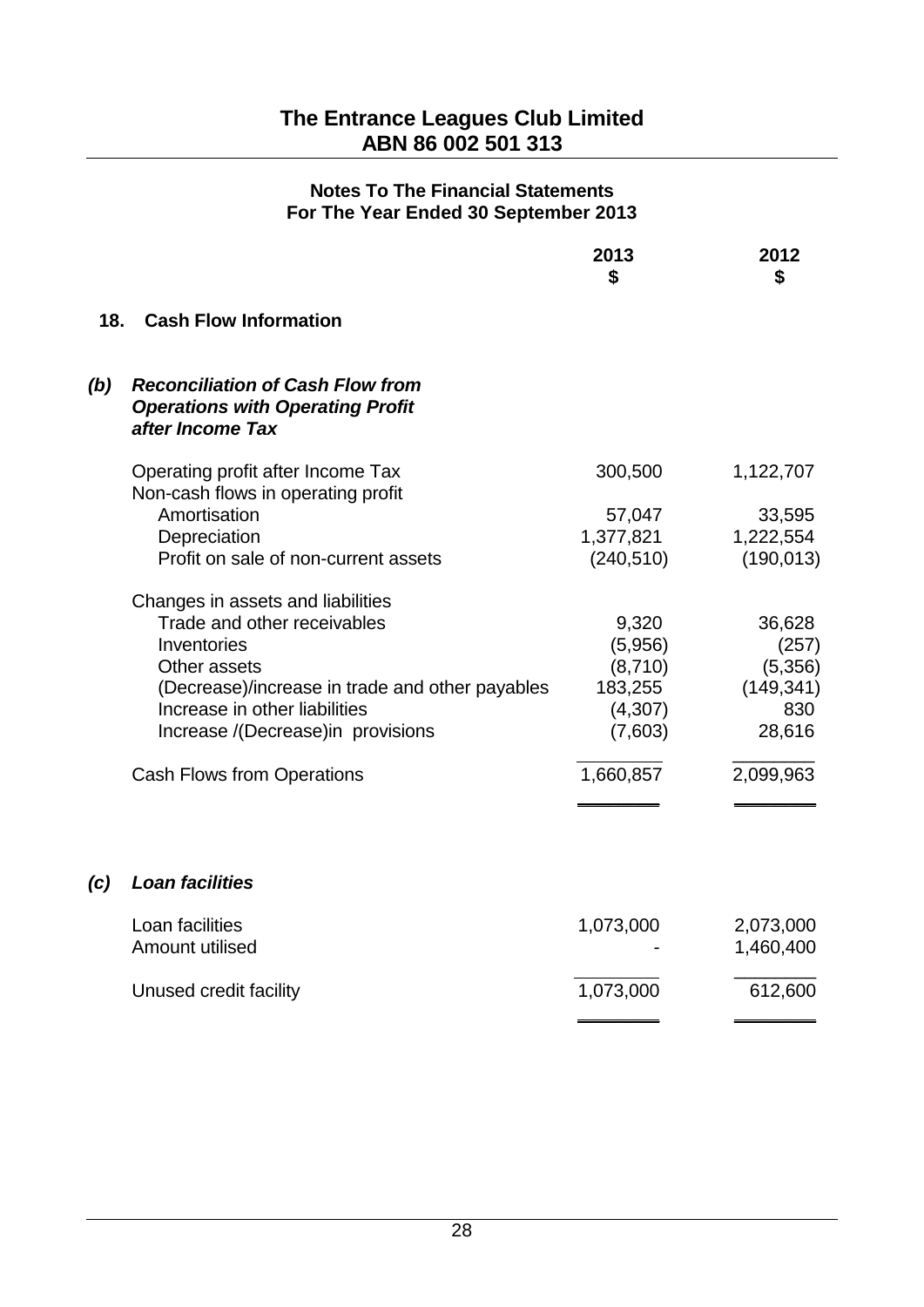# The Entrance Leagues Club Limited
## ABN 86 002 501 313

### Notes To The Financial Statements
### For The Year Ended 30 September 2013

| | 2013 $ | 2012 $ |
|---|---|---|
| **18. Cash Flow Information** | | |
| ***(b) Reconciliation of Cash Flow from Operations with Operating Profit after Income Tax*** | | |
| Operating profit after Income Tax | 300,500 | 1,122,707 |
| Non-cash flows in operating profit | | |
| Amortisation | 57,047 | 33,595 |
| Depreciation | 1,377,821 | 1,222,554 |
| Profit on sale of non-current assets | (240,510) | (190,013) |
| Changes in assets and liabilities | | |
| Trade and other receivables | 9,320 | 36,628 |
| Inventories | (5,956) | (257) |
| Other assets | (8,710) | (5,356) |
| (Decrease)/increase in trade and other payables | 183,255 | (149,341) |
| Increase in other liabilities | (4,307) | 830 |
| Increase /(Decrease)in provisions | (7,603) | 28,616 |
| Cash Flows from Operations | 1,660,857 | 2,099,963 |

***(c) Loan facilities***

| | 2013 $ | 2012 $ |
|---|---|---|
| Loan facilities | 1,073,000 | 2,073,000 |
| Amount utilised | - | 1,460,400 |
| Unused credit facility | 1,073,000 | 612,600 |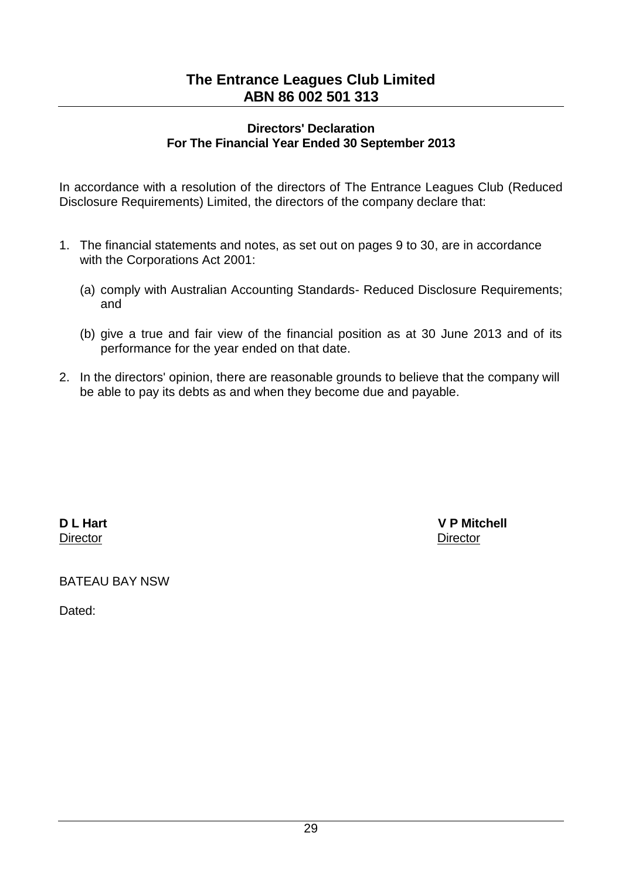# The Entrance Leagues Club Limited
## ABN 86 002 501 313

### Directors' Declaration
### For The Financial Year Ended 30 September 2013

In accordance with a resolution of the directors of The Entrance Leagues Club (Reduced Disclosure Requirements) Limited, the directors of the company declare that:

1. The financial statements and notes, as set out on pages 9 to 30, are in accordance with the Corporations Act 2001:

   (a) comply with Australian Accounting Standards- Reduced Disclosure Requirements; and

   (b) give a true and fair view of the financial position as at 30 June 2013 and of its performance for the year ended on that date.

2. In the directors' opinion, there are reasonable grounds to believe that the company will be able to pay its debts as and when they become due and payable.

**D L Hart**
Director

**V P Mitchell**
Director

BATEAU BAY NSW

Dated: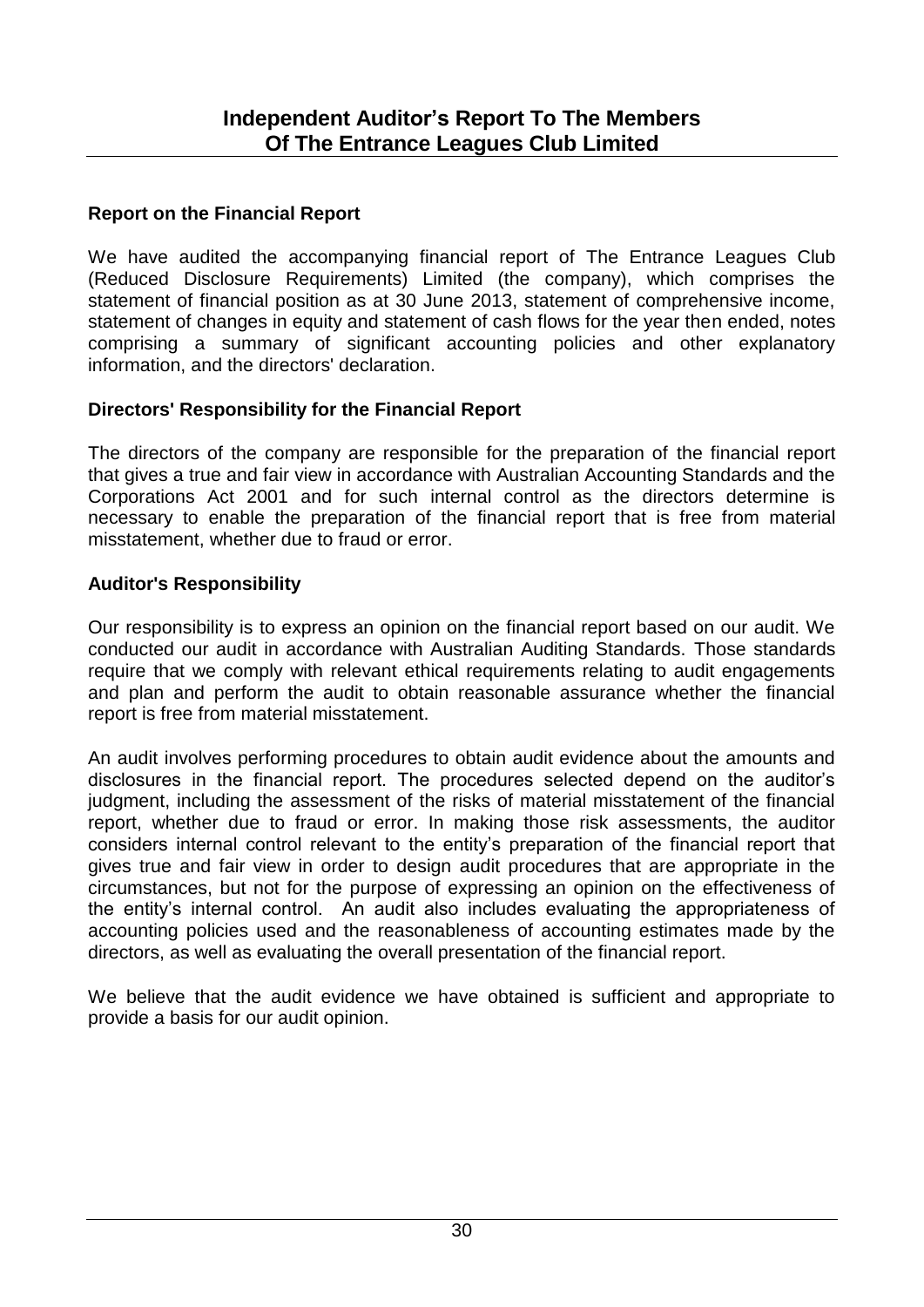# Independent Auditor's Report To The Members Of The Entrance Leagues Club Limited

## Report on the Financial Report

We have audited the accompanying financial report of The Entrance Leagues Club (Reduced Disclosure Requirements) Limited (the company), which comprises the statement of financial position as at 30 June 2013, statement of comprehensive income, statement of changes in equity and statement of cash flows for the year then ended, notes comprising a summary of significant accounting policies and other explanatory information, and the directors' declaration.

## Directors' Responsibility for the Financial Report

The directors of the company are responsible for the preparation of the financial report that gives a true and fair view in accordance with Australian Accounting Standards and the Corporations Act 2001 and for such internal control as the directors determine is necessary to enable the preparation of the financial report that is free from material misstatement, whether due to fraud or error.

## Auditor's Responsibility

Our responsibility is to express an opinion on the financial report based on our audit. We conducted our audit in accordance with Australian Auditing Standards. Those standards require that we comply with relevant ethical requirements relating to audit engagements and plan and perform the audit to obtain reasonable assurance whether the financial report is free from material misstatement.

An audit involves performing procedures to obtain audit evidence about the amounts and disclosures in the financial report. The procedures selected depend on the auditor's judgment, including the assessment of the risks of material misstatement of the financial report, whether due to fraud or error. In making those risk assessments, the auditor considers internal control relevant to the entity's preparation of the financial report that gives true and fair view in order to design audit procedures that are appropriate in the circumstances, but not for the purpose of expressing an opinion on the effectiveness of the entity's internal control. An audit also includes evaluating the appropriateness of accounting policies used and the reasonableness of accounting estimates made by the directors, as well as evaluating the overall presentation of the financial report.

We believe that the audit evidence we have obtained is sufficient and appropriate to provide a basis for our audit opinion.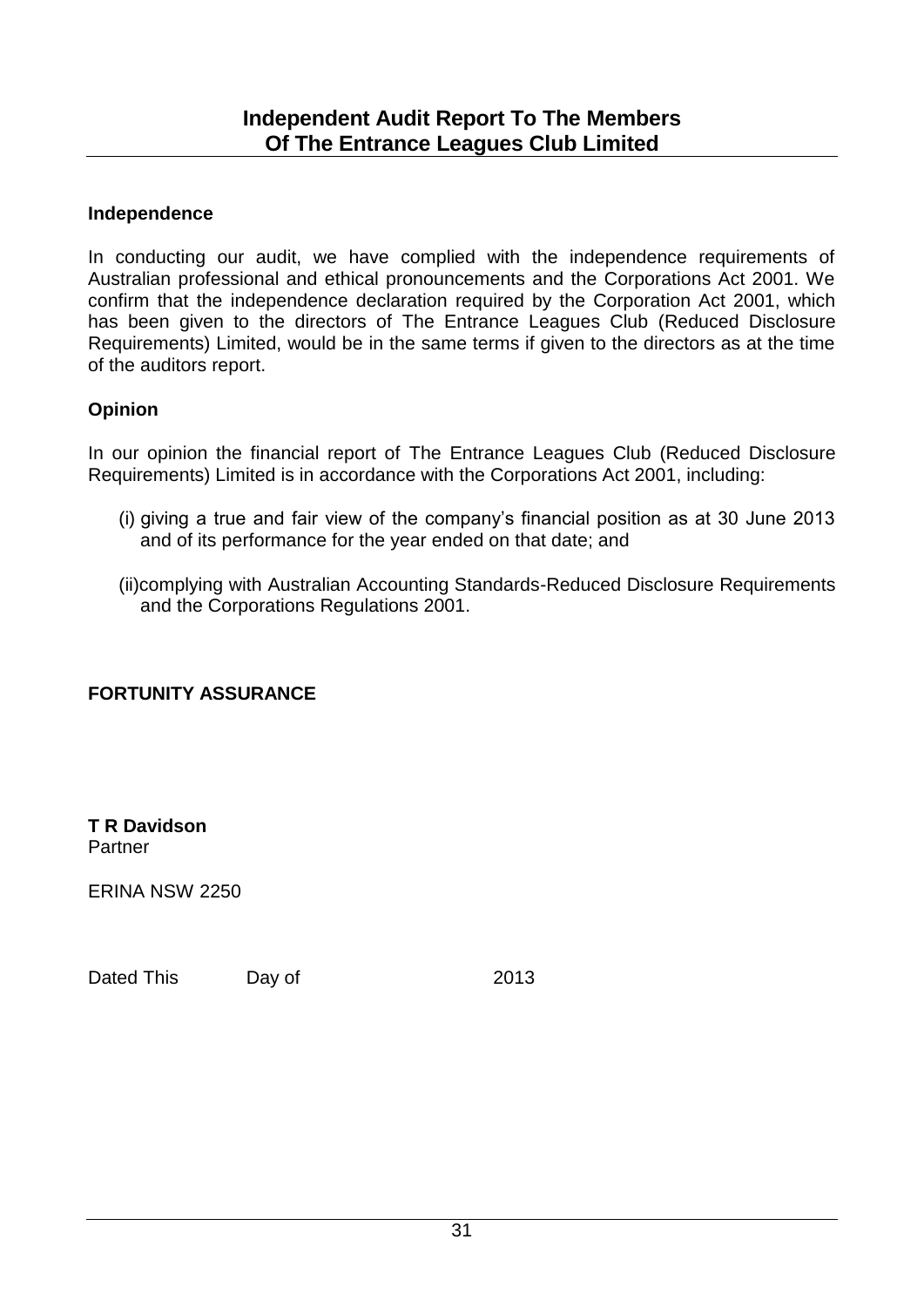# Independent Audit Report To The Members Of The Entrance Leagues Club Limited

### Independence

In conducting our audit, we have complied with the independence requirements of Australian professional and ethical pronouncements and the Corporations Act 2001. We confirm that the independence declaration required by the Corporation Act 2001, which has been given to the directors of The Entrance Leagues Club (Reduced Disclosure Requirements) Limited, would be in the same terms if given to the directors as at the time of the auditors report.

### Opinion

In our opinion the financial report of The Entrance Leagues Club (Reduced Disclosure Requirements) Limited is in accordance with the Corporations Act 2001, including:

(i) giving a true and fair view of the company's financial position as at 30 June 2013 and of its performance for the year ended on that date; and

(ii)complying with Australian Accounting Standards-Reduced Disclosure Requirements and the Corporations Regulations 2001.

**FORTUNITY ASSURANCE**

**T R Davidson**
Partner

ERINA NSW 2250

Dated This Day of 2013